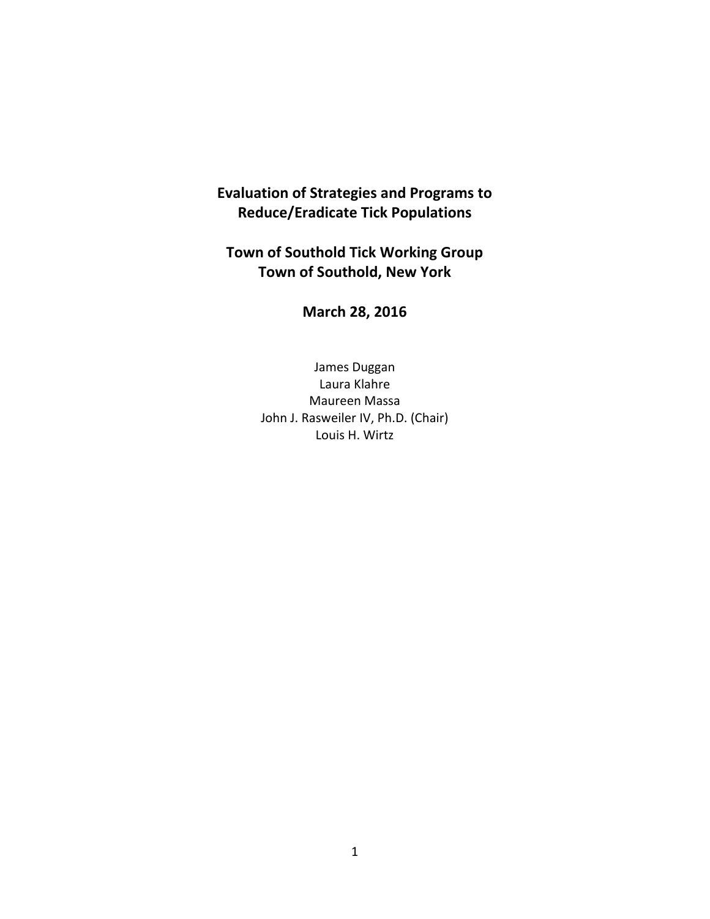# Evaluation of Strategies and Programs to Reduce/Eradicate Tick Populations

**Town of Southold Tick Working Group**
**Town of Southold, New York**

**March 28, 2016**

James Duggan
Laura Klahre
Maureen Massa
John J. Rasweiler IV, Ph.D. (Chair)
Louis H. Wirtz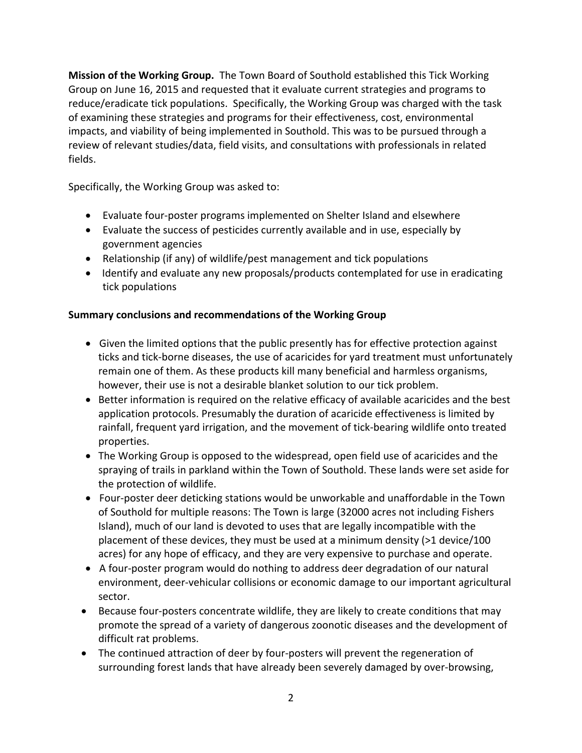**Mission of the Working Group.** The Town Board of Southold established this Tick Working Group on June 16, 2015 and requested that it evaluate current strategies and programs to reduce/eradicate tick populations. Specifically, the Working Group was charged with the task of examining these strategies and programs for their effectiveness, cost, environmental impacts, and viability of being implemented in Southold. This was to be pursued through a review of relevant studies/data, field visits, and consultations with professionals in related fields.

Specifically, the Working Group was asked to:

- Evaluate four-poster programs implemented on Shelter Island and elsewhere
- Evaluate the success of pesticides currently available and in use, especially by government agencies
- Relationship (if any) of wildlife/pest management and tick populations
- Identify and evaluate any new proposals/products contemplated for use in eradicating tick populations

**Summary conclusions and recommendations of the Working Group**

- Given the limited options that the public presently has for effective protection against ticks and tick-borne diseases, the use of acaricides for yard treatment must unfortunately remain one of them. As these products kill many beneficial and harmless organisms, however, their use is not a desirable blanket solution to our tick problem.
- Better information is required on the relative efficacy of available acaricides and the best application protocols. Presumably the duration of acaricide effectiveness is limited by rainfall, frequent yard irrigation, and the movement of tick-bearing wildlife onto treated properties.
- The Working Group is opposed to the widespread, open field use of acaricides and the spraying of trails in parkland within the Town of Southold. These lands were set aside for the protection of wildlife.
- Four-poster deer deticking stations would be unworkable and unaffordable in the Town of Southold for multiple reasons: The Town is large (32000 acres not including Fishers Island), much of our land is devoted to uses that are legally incompatible with the placement of these devices, they must be used at a minimum density (>1 device/100 acres) for any hope of efficacy, and they are very expensive to purchase and operate.
- A four-poster program would do nothing to address deer degradation of our natural environment, deer-vehicular collisions or economic damage to our important agricultural sector.
- Because four-posters concentrate wildlife, they are likely to create conditions that may promote the spread of a variety of dangerous zoonotic diseases and the development of difficult rat problems.
- The continued attraction of deer by four-posters will prevent the regeneration of surrounding forest lands that have already been severely damaged by over-browsing,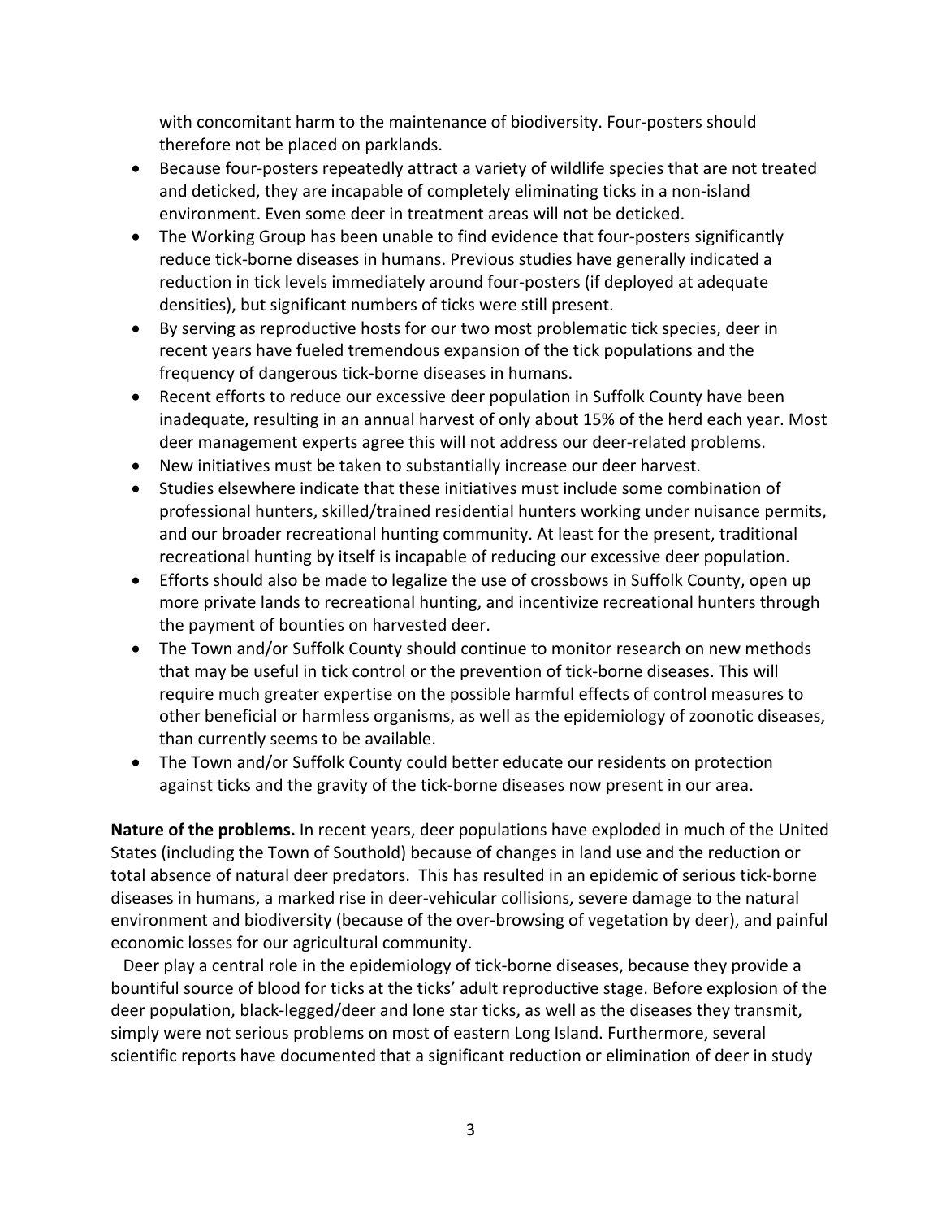with concomitant harm to the maintenance of biodiversity. Four-posters should therefore not be placed on parklands.

- Because four-posters repeatedly attract a variety of wildlife species that are not treated and deticked, they are incapable of completely eliminating ticks in a non-island environment. Even some deer in treatment areas will not be deticked.
- The Working Group has been unable to find evidence that four-posters significantly reduce tick-borne diseases in humans. Previous studies have generally indicated a reduction in tick levels immediately around four-posters (if deployed at adequate densities), but significant numbers of ticks were still present.
- By serving as reproductive hosts for our two most problematic tick species, deer in recent years have fueled tremendous expansion of the tick populations and the frequency of dangerous tick-borne diseases in humans.
- Recent efforts to reduce our excessive deer population in Suffolk County have been inadequate, resulting in an annual harvest of only about 15% of the herd each year. Most deer management experts agree this will not address our deer-related problems.
- New initiatives must be taken to substantially increase our deer harvest.
- Studies elsewhere indicate that these initiatives must include some combination of professional hunters, skilled/trained residential hunters working under nuisance permits, and our broader recreational hunting community. At least for the present, traditional recreational hunting by itself is incapable of reducing our excessive deer population.
- Efforts should also be made to legalize the use of crossbows in Suffolk County, open up more private lands to recreational hunting, and incentivize recreational hunters through the payment of bounties on harvested deer.
- The Town and/or Suffolk County should continue to monitor research on new methods that may be useful in tick control or the prevention of tick-borne diseases. This will require much greater expertise on the possible harmful effects of control measures to other beneficial or harmless organisms, as well as the epidemiology of zoonotic diseases, than currently seems to be available.
- The Town and/or Suffolk County could better educate our residents on protection against ticks and the gravity of the tick-borne diseases now present in our area.

**Nature of the problems.** In recent years, deer populations have exploded in much of the United States (including the Town of Southold) because of changes in land use and the reduction or total absence of natural deer predators. This has resulted in an epidemic of serious tick-borne diseases in humans, a marked rise in deer-vehicular collisions, severe damage to the natural environment and biodiversity (because of the over-browsing of vegetation by deer), and painful economic losses for our agricultural community.

Deer play a central role in the epidemiology of tick-borne diseases, because they provide a bountiful source of blood for ticks at the ticks' adult reproductive stage. Before explosion of the deer population, black-legged/deer and lone star ticks, as well as the diseases they transmit, simply were not serious problems on most of eastern Long Island. Furthermore, several scientific reports have documented that a significant reduction or elimination of deer in study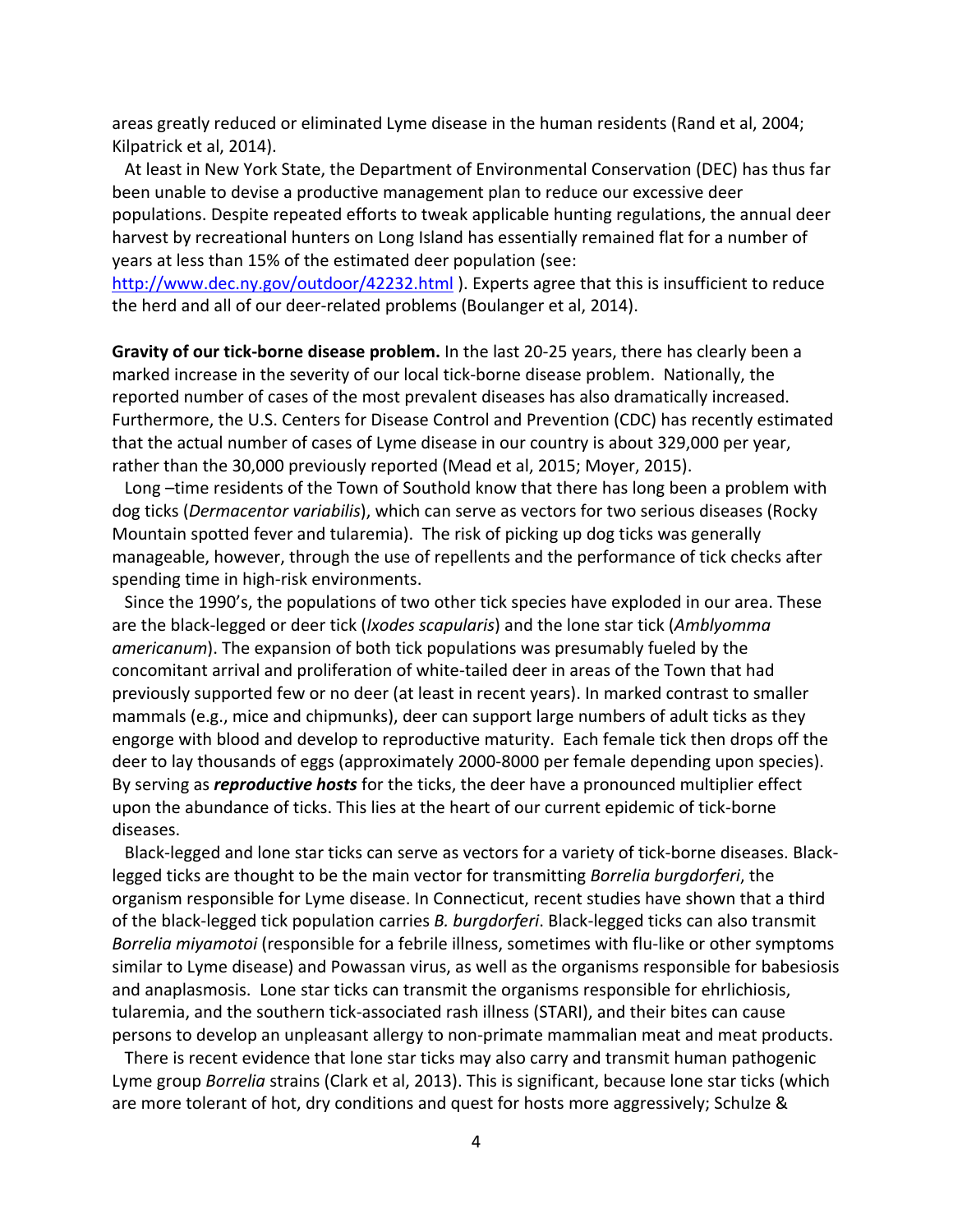areas greatly reduced or eliminated Lyme disease in the human residents (Rand et al, 2004; Kilpatrick et al, 2014).

At least in New York State, the Department of Environmental Conservation (DEC) has thus far been unable to devise a productive management plan to reduce our excessive deer populations. Despite repeated efforts to tweak applicable hunting regulations, the annual deer harvest by recreational hunters on Long Island has essentially remained flat for a number of years at less than 15% of the estimated deer population (see: http://www.dec.ny.gov/outdoor/42232.html ). Experts agree that this is insufficient to reduce the herd and all of our deer-related problems (Boulanger et al, 2014).

**Gravity of our tick-borne disease problem.** In the last 20-25 years, there has clearly been a marked increase in the severity of our local tick-borne disease problem. Nationally, the reported number of cases of the most prevalent diseases has also dramatically increased. Furthermore, the U.S. Centers for Disease Control and Prevention (CDC) has recently estimated that the actual number of cases of Lyme disease in our country is about 329,000 per year, rather than the 30,000 previously reported (Mead et al, 2015; Moyer, 2015).

Long –time residents of the Town of Southold know that there has long been a problem with dog ticks (*Dermacentor variabilis*), which can serve as vectors for two serious diseases (Rocky Mountain spotted fever and tularemia). The risk of picking up dog ticks was generally manageable, however, through the use of repellents and the performance of tick checks after spending time in high-risk environments.

Since the 1990's, the populations of two other tick species have exploded in our area. These are the black-legged or deer tick (*Ixodes scapularis*) and the lone star tick (*Amblyomma americanum*). The expansion of both tick populations was presumably fueled by the concomitant arrival and proliferation of white-tailed deer in areas of the Town that had previously supported few or no deer (at least in recent years). In marked contrast to smaller mammals (e.g., mice and chipmunks), deer can support large numbers of adult ticks as they engorge with blood and develop to reproductive maturity. Each female tick then drops off the deer to lay thousands of eggs (approximately 2000-8000 per female depending upon species). By serving as ***reproductive hosts*** for the ticks, the deer have a pronounced multiplier effect upon the abundance of ticks. This lies at the heart of our current epidemic of tick-borne diseases.

Black-legged and lone star ticks can serve as vectors for a variety of tick-borne diseases. Black-legged ticks are thought to be the main vector for transmitting *Borrelia burgdorferi*, the organism responsible for Lyme disease. In Connecticut, recent studies have shown that a third of the black-legged tick population carries *B. burgdorferi*. Black-legged ticks can also transmit *Borrelia miyamotoi* (responsible for a febrile illness, sometimes with flu-like or other symptoms similar to Lyme disease) and Powassan virus, as well as the organisms responsible for babesiosis and anaplasmosis. Lone star ticks can transmit the organisms responsible for ehrlichiosis, tularemia, and the southern tick-associated rash illness (STARI), and their bites can cause persons to develop an unpleasant allergy to non-primate mammalian meat and meat products.

There is recent evidence that lone star ticks may also carry and transmit human pathogenic Lyme group *Borrelia* strains (Clark et al, 2013). This is significant, because lone star ticks (which are more tolerant of hot, dry conditions and quest for hosts more aggressively; Schulze &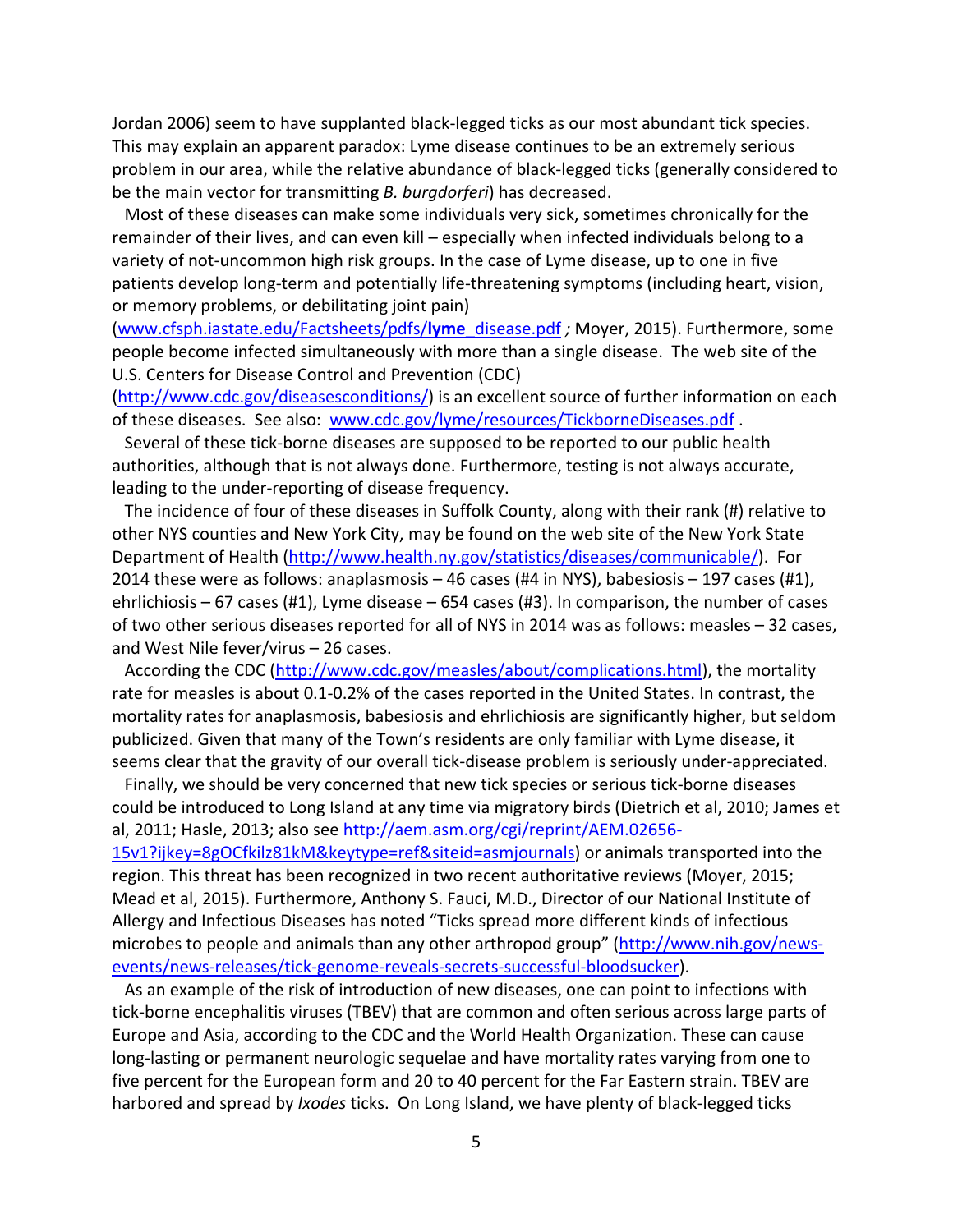Jordan 2006) seem to have supplanted black-legged ticks as our most abundant tick species. This may explain an apparent paradox: Lyme disease continues to be an extremely serious problem in our area, while the relative abundance of black-legged ticks (generally considered to be the main vector for transmitting *B. burgdorferi*) has decreased.

Most of these diseases can make some individuals very sick, sometimes chronically for the remainder of their lives, and can even kill – especially when infected individuals belong to a variety of not-uncommon high risk groups. In the case of Lyme disease, up to one in five patients develop long-term and potentially life-threatening symptoms (including heart, vision, or memory problems, or debilitating joint pain) (www.cfsph.iastate.edu/Factsheets/pdfs/**lyme**_disease.pdf *;* Moyer, 2015). Furthermore, some people become infected simultaneously with more than a single disease. The web site of the U.S. Centers for Disease Control and Prevention (CDC) (http://www.cdc.gov/diseasesconditions/) is an excellent source of further information on each of these diseases. See also: www.cdc.gov/lyme/resources/TickborneDiseases.pdf .

Several of these tick-borne diseases are supposed to be reported to our public health authorities, although that is not always done. Furthermore, testing is not always accurate, leading to the under-reporting of disease frequency.

The incidence of four of these diseases in Suffolk County, along with their rank (#) relative to other NYS counties and New York City, may be found on the web site of the New York State Department of Health (http://www.health.ny.gov/statistics/diseases/communicable/). For 2014 these were as follows: anaplasmosis – 46 cases (#4 in NYS), babesiosis – 197 cases (#1), ehrlichiosis – 67 cases (#1), Lyme disease – 654 cases (#3). In comparison, the number of cases of two other serious diseases reported for all of NYS in 2014 was as follows: measles – 32 cases, and West Nile fever/virus – 26 cases.

According the CDC (http://www.cdc.gov/measles/about/complications.html), the mortality rate for measles is about 0.1-0.2% of the cases reported in the United States. In contrast, the mortality rates for anaplasmosis, babesiosis and ehrlichiosis are significantly higher, but seldom publicized. Given that many of the Town's residents are only familiar with Lyme disease, it seems clear that the gravity of our overall tick-disease problem is seriously under-appreciated.

Finally, we should be very concerned that new tick species or serious tick-borne diseases could be introduced to Long Island at any time via migratory birds (Dietrich et al, 2010; James et al, 2011; Hasle, 2013; also see http://aem.asm.org/cgi/reprint/AEM.02656-15v1?ijkey=8gOCfkilz81kM&keytype=ref&siteid=asmjournals) or animals transported into the region. This threat has been recognized in two recent authoritative reviews (Moyer, 2015; Mead et al, 2015). Furthermore, Anthony S. Fauci, M.D., Director of our National Institute of Allergy and Infectious Diseases has noted "Ticks spread more different kinds of infectious microbes to people and animals than any other arthropod group" (http://www.nih.gov/news-events/news-releases/tick-genome-reveals-secrets-successful-bloodsucker).

As an example of the risk of introduction of new diseases, one can point to infections with tick-borne encephalitis viruses (TBEV) that are common and often serious across large parts of Europe and Asia, according to the CDC and the World Health Organization. These can cause long-lasting or permanent neurologic sequelae and have mortality rates varying from one to five percent for the European form and 20 to 40 percent for the Far Eastern strain. TBEV are harbored and spread by *Ixodes* ticks. On Long Island, we have plenty of black-legged ticks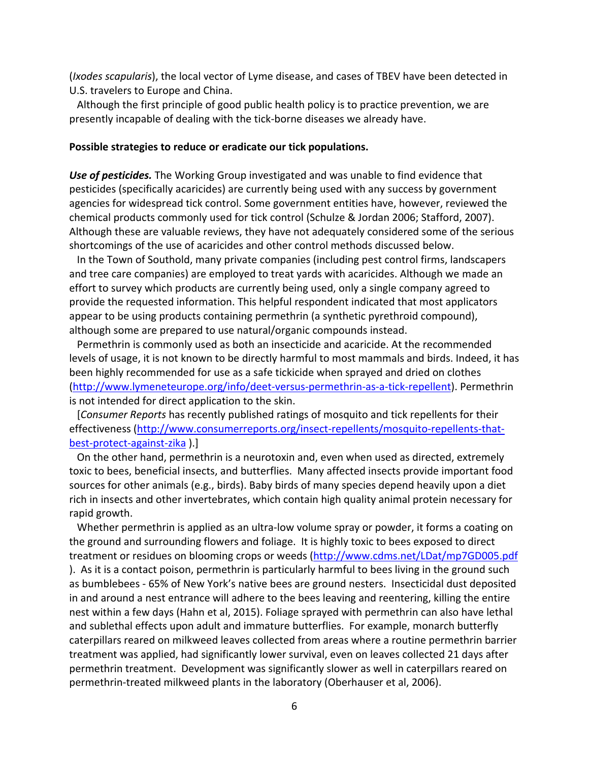(*Ixodes scapularis*), the local vector of Lyme disease, and cases of TBEV have been detected in U.S. travelers to Europe and China.

Although the first principle of good public health policy is to practice prevention, we are presently incapable of dealing with the tick-borne diseases we already have.

**Possible strategies to reduce or eradicate our tick populations.**

***Use of pesticides.*** The Working Group investigated and was unable to find evidence that pesticides (specifically acaricides) are currently being used with any success by government agencies for widespread tick control. Some government entities have, however, reviewed the chemical products commonly used for tick control (Schulze & Jordan 2006; Stafford, 2007). Although these are valuable reviews, they have not adequately considered some of the serious shortcomings of the use of acaricides and other control methods discussed below.

In the Town of Southold, many private companies (including pest control firms, landscapers and tree care companies) are employed to treat yards with acaricides. Although we made an effort to survey which products are currently being used, only a single company agreed to provide the requested information. This helpful respondent indicated that most applicators appear to be using products containing permethrin (a synthetic pyrethroid compound), although some are prepared to use natural/organic compounds instead.

Permethrin is commonly used as both an insecticide and acaricide. At the recommended levels of usage, it is not known to be directly harmful to most mammals and birds. Indeed, it has been highly recommended for use as a safe tickicide when sprayed and dried on clothes (http://www.lymeneteurope.org/info/deet-versus-permethrin-as-a-tick-repellent). Permethrin is not intended for direct application to the skin.

[*Consumer Reports* has recently published ratings of mosquito and tick repellents for their effectiveness (http://www.consumerreports.org/insect-repellents/mosquito-repellents-that-best-protect-against-zika ).]

On the other hand, permethrin is a neurotoxin and, even when used as directed, extremely toxic to bees, beneficial insects, and butterflies. Many affected insects provide important food sources for other animals (e.g., birds). Baby birds of many species depend heavily upon a diet rich in insects and other invertebrates, which contain high quality animal protein necessary for rapid growth.

Whether permethrin is applied as an ultra-low volume spray or powder, it forms a coating on the ground and surrounding flowers and foliage. It is highly toxic to bees exposed to direct treatment or residues on blooming crops or weeds (http://www.cdms.net/LDat/mp7GD005.pdf ). As it is a contact poison, permethrin is particularly harmful to bees living in the ground such as bumblebees - 65% of New York's native bees are ground nesters. Insecticidal dust deposited in and around a nest entrance will adhere to the bees leaving and reentering, killing the entire nest within a few days (Hahn et al, 2015). Foliage sprayed with permethrin can also have lethal and sublethal effects upon adult and immature butterflies. For example, monarch butterfly caterpillars reared on milkweed leaves collected from areas where a routine permethrin barrier treatment was applied, had significantly lower survival, even on leaves collected 21 days after permethrin treatment. Development was significantly slower as well in caterpillars reared on permethrin-treated milkweed plants in the laboratory (Oberhauser et al, 2006).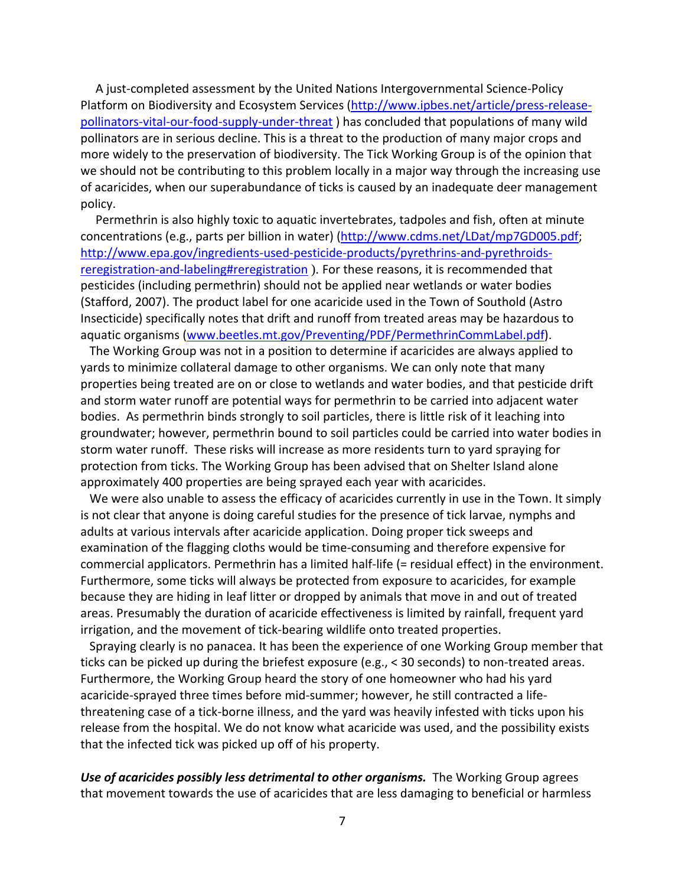A just-completed assessment by the United Nations Intergovernmental Science-Policy Platform on Biodiversity and Ecosystem Services (http://www.ipbes.net/article/press-release-pollinators-vital-our-food-supply-under-threat ) has concluded that populations of many wild pollinators are in serious decline. This is a threat to the production of many major crops and more widely to the preservation of biodiversity. The Tick Working Group is of the opinion that we should not be contributing to this problem locally in a major way through the increasing use of acaricides, when our superabundance of ticks is caused by an inadequate deer management policy.

Permethrin is also highly toxic to aquatic invertebrates, tadpoles and fish, often at minute concentrations (e.g., parts per billion in water) (http://www.cdms.net/LDat/mp7GD005.pdf; http://www.epa.gov/ingredients-used-pesticide-products/pyrethrins-and-pyrethroids-reregistration-and-labeling#reregistration ). For these reasons, it is recommended that pesticides (including permethrin) should not be applied near wetlands or water bodies (Stafford, 2007). The product label for one acaricide used in the Town of Southold (Astro Insecticide) specifically notes that drift and runoff from treated areas may be hazardous to aquatic organisms (www.beetles.mt.gov/Preventing/PDF/PermethrinCommLabel.pdf).

The Working Group was not in a position to determine if acaricides are always applied to yards to minimize collateral damage to other organisms. We can only note that many properties being treated are on or close to wetlands and water bodies, and that pesticide drift and storm water runoff are potential ways for permethrin to be carried into adjacent water bodies. As permethrin binds strongly to soil particles, there is little risk of it leaching into groundwater; however, permethrin bound to soil particles could be carried into water bodies in storm water runoff. These risks will increase as more residents turn to yard spraying for protection from ticks. The Working Group has been advised that on Shelter Island alone approximately 400 properties are being sprayed each year with acaricides.

We were also unable to assess the efficacy of acaricides currently in use in the Town. It simply is not clear that anyone is doing careful studies for the presence of tick larvae, nymphs and adults at various intervals after acaricide application. Doing proper tick sweeps and examination of the flagging cloths would be time-consuming and therefore expensive for commercial applicators. Permethrin has a limited half-life (= residual effect) in the environment. Furthermore, some ticks will always be protected from exposure to acaricides, for example because they are hiding in leaf litter or dropped by animals that move in and out of treated areas. Presumably the duration of acaricide effectiveness is limited by rainfall, frequent yard irrigation, and the movement of tick-bearing wildlife onto treated properties.

Spraying clearly is no panacea. It has been the experience of one Working Group member that ticks can be picked up during the briefest exposure (e.g., < 30 seconds) to non-treated areas. Furthermore, the Working Group heard the story of one homeowner who had his yard acaricide-sprayed three times before mid-summer; however, he still contracted a life-threatening case of a tick-borne illness, and the yard was heavily infested with ticks upon his release from the hospital. We do not know what acaricide was used, and the possibility exists that the infected tick was picked up off of his property.

***Use of acaricides possibly less detrimental to other organisms.*** The Working Group agrees that movement towards the use of acaricides that are less damaging to beneficial or harmless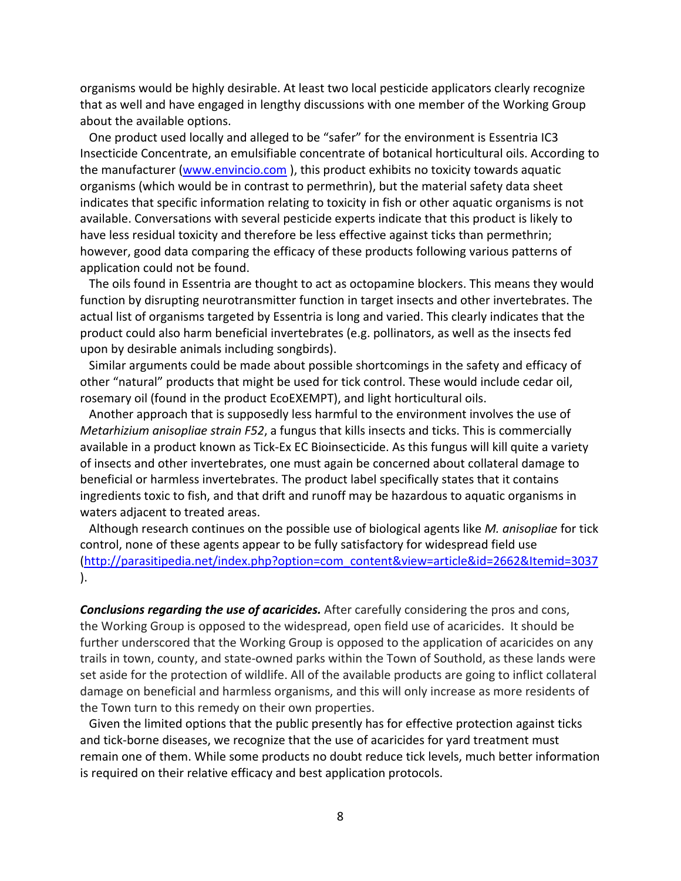organisms would be highly desirable. At least two local pesticide applicators clearly recognize that as well and have engaged in lengthy discussions with one member of the Working Group about the available options.

One product used locally and alleged to be "safer" for the environment is Essentria IC3 Insecticide Concentrate, an emulsifiable concentrate of botanical horticultural oils. According to the manufacturer (www.envincio.com ), this product exhibits no toxicity towards aquatic organisms (which would be in contrast to permethrin), but the material safety data sheet indicates that specific information relating to toxicity in fish or other aquatic organisms is not available. Conversations with several pesticide experts indicate that this product is likely to have less residual toxicity and therefore be less effective against ticks than permethrin; however, good data comparing the efficacy of these products following various patterns of application could not be found.

The oils found in Essentria are thought to act as octopamine blockers. This means they would function by disrupting neurotransmitter function in target insects and other invertebrates. The actual list of organisms targeted by Essentria is long and varied. This clearly indicates that the product could also harm beneficial invertebrates (e.g. pollinators, as well as the insects fed upon by desirable animals including songbirds).

Similar arguments could be made about possible shortcomings in the safety and efficacy of other "natural" products that might be used for tick control. These would include cedar oil, rosemary oil (found in the product EcoEXEMPT), and light horticultural oils.

Another approach that is supposedly less harmful to the environment involves the use of *Metarhizium anisopliae strain F52*, a fungus that kills insects and ticks. This is commercially available in a product known as Tick-Ex EC Bioinsecticide. As this fungus will kill quite a variety of insects and other invertebrates, one must again be concerned about collateral damage to beneficial or harmless invertebrates. The product label specifically states that it contains ingredients toxic to fish, and that drift and runoff may be hazardous to aquatic organisms in waters adjacent to treated areas.

Although research continues on the possible use of biological agents like *M. anisopliae* for tick control, none of these agents appear to be fully satisfactory for widespread field use (http://parasitipedia.net/index.php?option=com_content&view=article&id=2662&Itemid=3037 ).

***Conclusions regarding the use of acaricides.*** After carefully considering the pros and cons, the Working Group is opposed to the widespread, open field use of acaricides. It should be further underscored that the Working Group is opposed to the application of acaricides on any trails in town, county, and state-owned parks within the Town of Southold, as these lands were set aside for the protection of wildlife. All of the available products are going to inflict collateral damage on beneficial and harmless organisms, and this will only increase as more residents of the Town turn to this remedy on their own properties.

Given the limited options that the public presently has for effective protection against ticks and tick-borne diseases, we recognize that the use of acaricides for yard treatment must remain one of them. While some products no doubt reduce tick levels, much better information is required on their relative efficacy and best application protocols.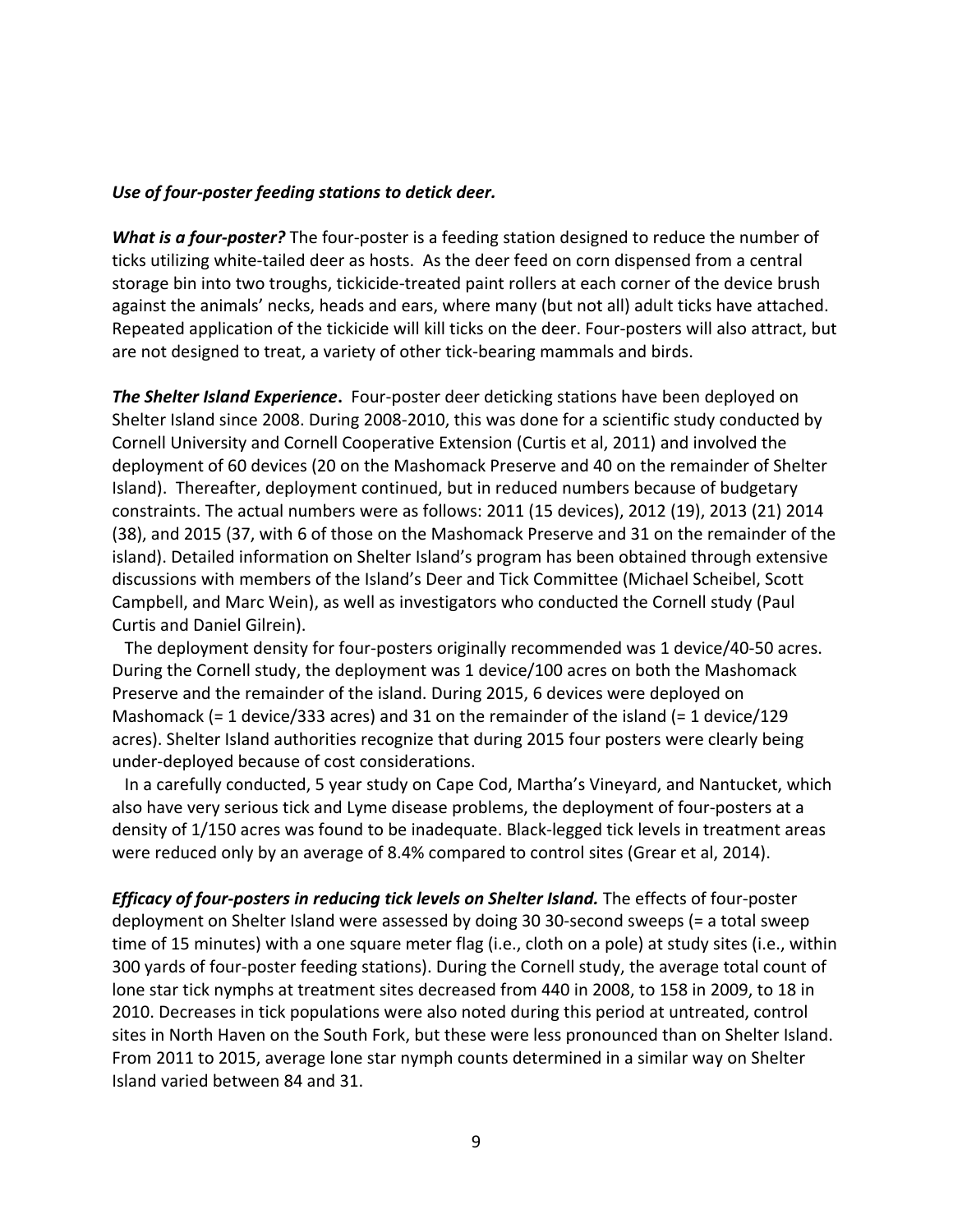***Use of four-poster feeding stations to detick deer.***

***What is a four-poster?*** The four-poster is a feeding station designed to reduce the number of ticks utilizing white-tailed deer as hosts. As the deer feed on corn dispensed from a central storage bin into two troughs, tickicide-treated paint rollers at each corner of the device brush against the animals' necks, heads and ears, where many (but not all) adult ticks have attached. Repeated application of the tickicide will kill ticks on the deer. Four-posters will also attract, but are not designed to treat, a variety of other tick-bearing mammals and birds.

***The Shelter Island Experience*.** Four-poster deer deticking stations have been deployed on Shelter Island since 2008. During 2008-2010, this was done for a scientific study conducted by Cornell University and Cornell Cooperative Extension (Curtis et al, 2011) and involved the deployment of 60 devices (20 on the Mashomack Preserve and 40 on the remainder of Shelter Island). Thereafter, deployment continued, but in reduced numbers because of budgetary constraints. The actual numbers were as follows: 2011 (15 devices), 2012 (19), 2013 (21) 2014 (38), and 2015 (37, with 6 of those on the Mashomack Preserve and 31 on the remainder of the island). Detailed information on Shelter Island's program has been obtained through extensive discussions with members of the Island's Deer and Tick Committee (Michael Scheibel, Scott Campbell, and Marc Wein), as well as investigators who conducted the Cornell study (Paul Curtis and Daniel Gilrein).

The deployment density for four-posters originally recommended was 1 device/40-50 acres. During the Cornell study, the deployment was 1 device/100 acres on both the Mashomack Preserve and the remainder of the island. During 2015, 6 devices were deployed on Mashomack (= 1 device/333 acres) and 31 on the remainder of the island (= 1 device/129 acres). Shelter Island authorities recognize that during 2015 four posters were clearly being under-deployed because of cost considerations.

In a carefully conducted, 5 year study on Cape Cod, Martha's Vineyard, and Nantucket, which also have very serious tick and Lyme disease problems, the deployment of four-posters at a density of 1/150 acres was found to be inadequate. Black-legged tick levels in treatment areas were reduced only by an average of 8.4% compared to control sites (Grear et al, 2014).

***Efficacy of four-posters in reducing tick levels on Shelter Island.*** The effects of four-poster deployment on Shelter Island were assessed by doing 30 30-second sweeps (= a total sweep time of 15 minutes) with a one square meter flag (i.e., cloth on a pole) at study sites (i.e., within 300 yards of four-poster feeding stations). During the Cornell study, the average total count of lone star tick nymphs at treatment sites decreased from 440 in 2008, to 158 in 2009, to 18 in 2010. Decreases in tick populations were also noted during this period at untreated, control sites in North Haven on the South Fork, but these were less pronounced than on Shelter Island. From 2011 to 2015, average lone star nymph counts determined in a similar way on Shelter Island varied between 84 and 31.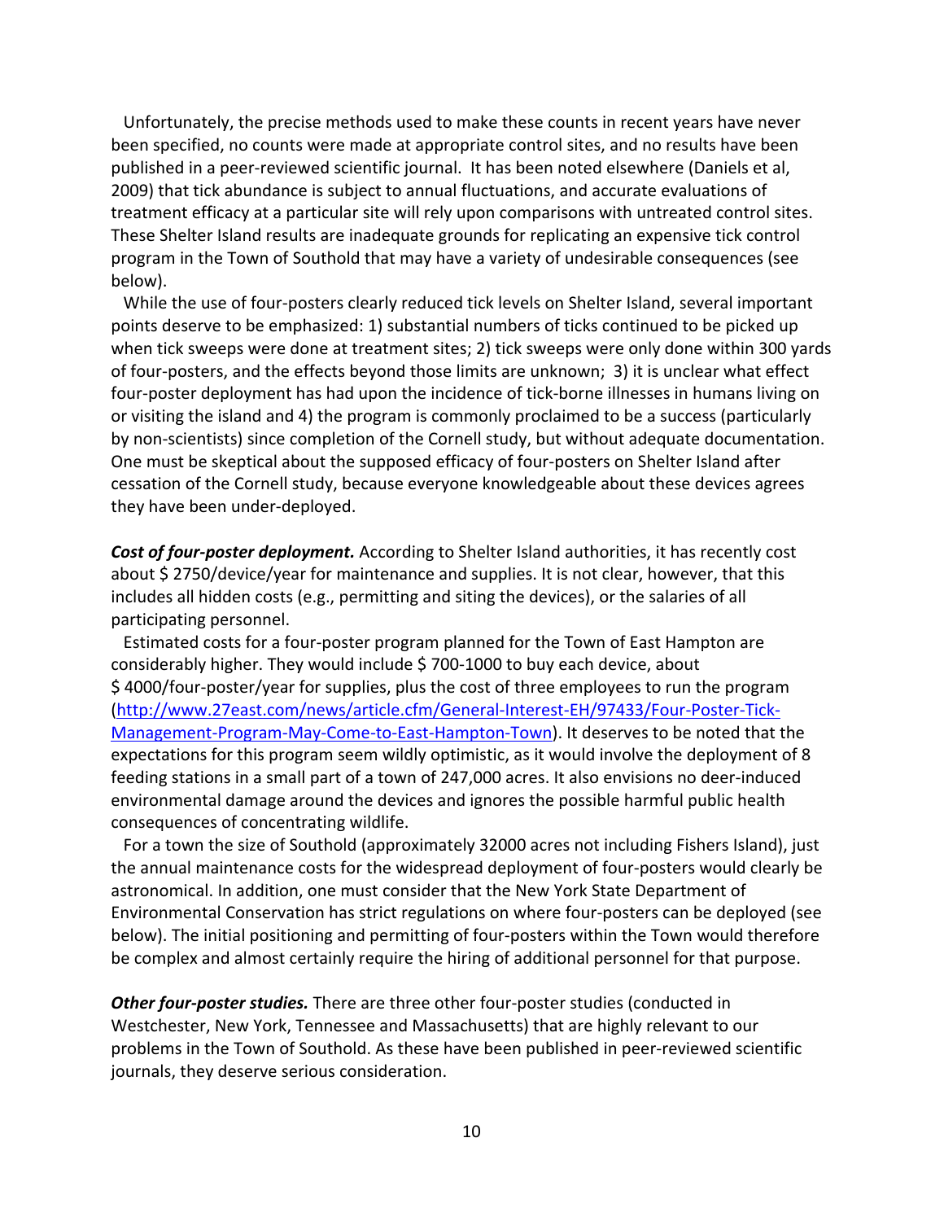Unfortunately, the precise methods used to make these counts in recent years have never been specified, no counts were made at appropriate control sites, and no results have been published in a peer-reviewed scientific journal. It has been noted elsewhere (Daniels et al, 2009) that tick abundance is subject to annual fluctuations, and accurate evaluations of treatment efficacy at a particular site will rely upon comparisons with untreated control sites. These Shelter Island results are inadequate grounds for replicating an expensive tick control program in the Town of Southold that may have a variety of undesirable consequences (see below).

While the use of four-posters clearly reduced tick levels on Shelter Island, several important points deserve to be emphasized: 1) substantial numbers of ticks continued to be picked up when tick sweeps were done at treatment sites; 2) tick sweeps were only done within 300 yards of four-posters, and the effects beyond those limits are unknown; 3) it is unclear what effect four-poster deployment has had upon the incidence of tick-borne illnesses in humans living on or visiting the island and 4) the program is commonly proclaimed to be a success (particularly by non-scientists) since completion of the Cornell study, but without adequate documentation. One must be skeptical about the supposed efficacy of four-posters on Shelter Island after cessation of the Cornell study, because everyone knowledgeable about these devices agrees they have been under-deployed.

***Cost of four-poster deployment.*** According to Shelter Island authorities, it has recently cost about $ 2750/device/year for maintenance and supplies. It is not clear, however, that this includes all hidden costs (e.g., permitting and siting the devices), or the salaries of all participating personnel.

Estimated costs for a four-poster program planned for the Town of East Hampton are considerably higher. They would include $ 700-1000 to buy each device, about $ 4000/four-poster/year for supplies, plus the cost of three employees to run the program (http://www.27east.com/news/article.cfm/General-Interest-EH/97433/Four-Poster-Tick-Management-Program-May-Come-to-East-Hampton-Town). It deserves to be noted that the expectations for this program seem wildly optimistic, as it would involve the deployment of 8 feeding stations in a small part of a town of 247,000 acres. It also envisions no deer-induced environmental damage around the devices and ignores the possible harmful public health consequences of concentrating wildlife.

For a town the size of Southold (approximately 32000 acres not including Fishers Island), just the annual maintenance costs for the widespread deployment of four-posters would clearly be astronomical. In addition, one must consider that the New York State Department of Environmental Conservation has strict regulations on where four-posters can be deployed (see below). The initial positioning and permitting of four-posters within the Town would therefore be complex and almost certainly require the hiring of additional personnel for that purpose.

***Other four-poster studies.*** There are three other four-poster studies (conducted in Westchester, New York, Tennessee and Massachusetts) that are highly relevant to our problems in the Town of Southold. As these have been published in peer-reviewed scientific journals, they deserve serious consideration.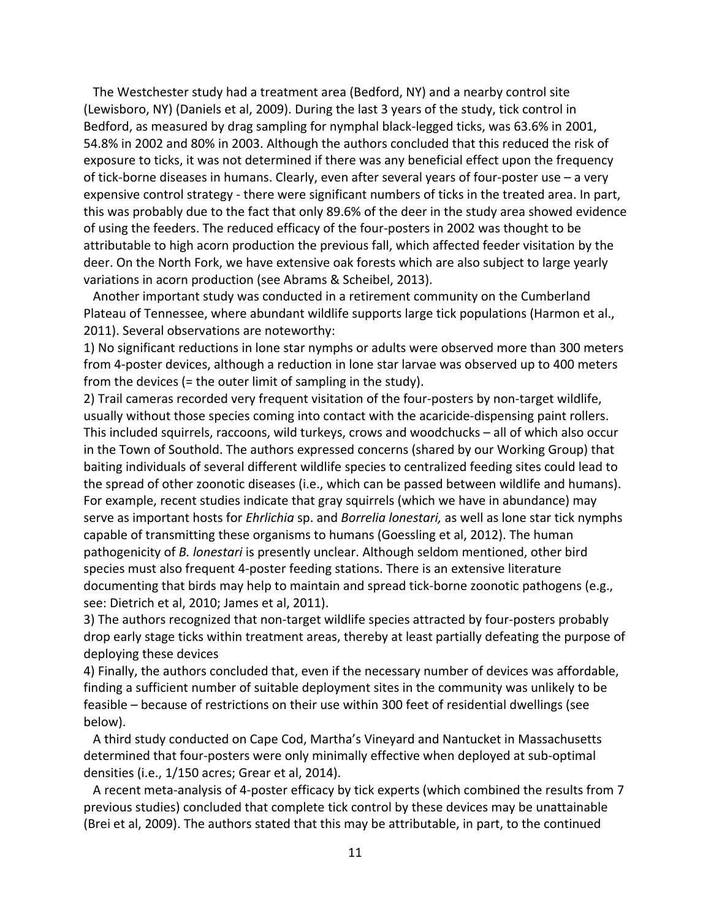The Westchester study had a treatment area (Bedford, NY) and a nearby control site (Lewisboro, NY) (Daniels et al, 2009). During the last 3 years of the study, tick control in Bedford, as measured by drag sampling for nymphal black-legged ticks, was 63.6% in 2001, 54.8% in 2002 and 80% in 2003. Although the authors concluded that this reduced the risk of exposure to ticks, it was not determined if there was any beneficial effect upon the frequency of tick-borne diseases in humans. Clearly, even after several years of four-poster use – a very expensive control strategy - there were significant numbers of ticks in the treated area. In part, this was probably due to the fact that only 89.6% of the deer in the study area showed evidence of using the feeders. The reduced efficacy of the four-posters in 2002 was thought to be attributable to high acorn production the previous fall, which affected feeder visitation by the deer. On the North Fork, we have extensive oak forests which are also subject to large yearly variations in acorn production (see Abrams & Scheibel, 2013).

Another important study was conducted in a retirement community on the Cumberland Plateau of Tennessee, where abundant wildlife supports large tick populations (Harmon et al., 2011). Several observations are noteworthy:

1) No significant reductions in lone star nymphs or adults were observed more than 300 meters from 4-poster devices, although a reduction in lone star larvae was observed up to 400 meters from the devices (= the outer limit of sampling in the study).

2) Trail cameras recorded very frequent visitation of the four-posters by non-target wildlife, usually without those species coming into contact with the acaricide-dispensing paint rollers. This included squirrels, raccoons, wild turkeys, crows and woodchucks – all of which also occur in the Town of Southold. The authors expressed concerns (shared by our Working Group) that baiting individuals of several different wildlife species to centralized feeding sites could lead to the spread of other zoonotic diseases (i.e., which can be passed between wildlife and humans). For example, recent studies indicate that gray squirrels (which we have in abundance) may serve as important hosts for *Ehrlichia* sp. and *Borrelia lonestari,* as well as lone star tick nymphs capable of transmitting these organisms to humans (Goessling et al, 2012). The human pathogenicity of *B. lonestari* is presently unclear. Although seldom mentioned, other bird species must also frequent 4-poster feeding stations. There is an extensive literature documenting that birds may help to maintain and spread tick-borne zoonotic pathogens (e.g., see: Dietrich et al, 2010; James et al, 2011).

3) The authors recognized that non-target wildlife species attracted by four-posters probably drop early stage ticks within treatment areas, thereby at least partially defeating the purpose of deploying these devices

4) Finally, the authors concluded that, even if the necessary number of devices was affordable, finding a sufficient number of suitable deployment sites in the community was unlikely to be feasible – because of restrictions on their use within 300 feet of residential dwellings (see below).

A third study conducted on Cape Cod, Martha's Vineyard and Nantucket in Massachusetts determined that four-posters were only minimally effective when deployed at sub-optimal densities (i.e., 1/150 acres; Grear et al, 2014).

A recent meta-analysis of 4-poster efficacy by tick experts (which combined the results from 7 previous studies) concluded that complete tick control by these devices may be unattainable (Brei et al, 2009). The authors stated that this may be attributable, in part, to the continued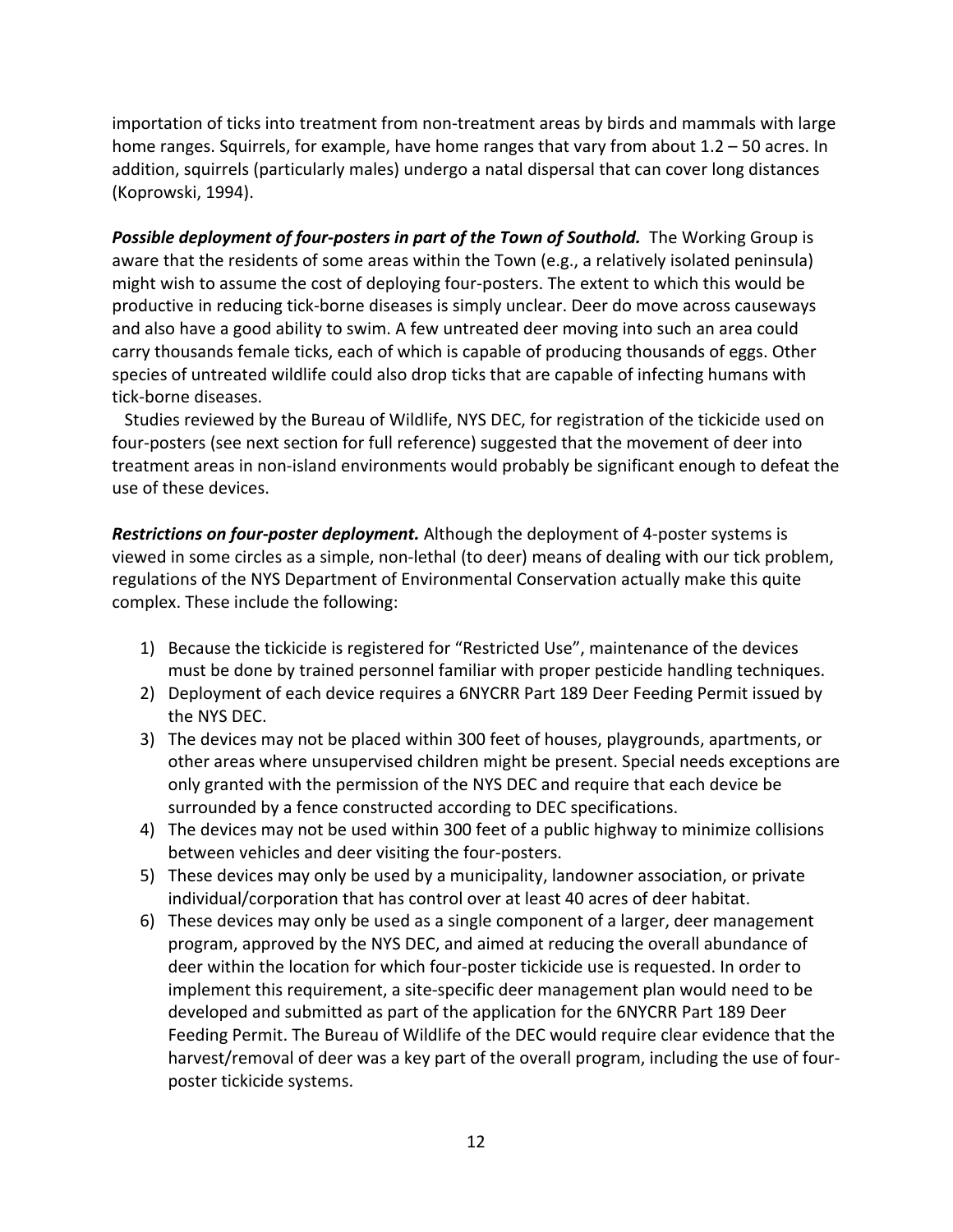importation of ticks into treatment from non-treatment areas by birds and mammals with large home ranges. Squirrels, for example, have home ranges that vary from about 1.2 – 50 acres. In addition, squirrels (particularly males) undergo a natal dispersal that can cover long distances (Koprowski, 1994).

***Possible deployment of four-posters in part of the Town of Southold.*** The Working Group is aware that the residents of some areas within the Town (e.g., a relatively isolated peninsula) might wish to assume the cost of deploying four-posters. The extent to which this would be productive in reducing tick-borne diseases is simply unclear. Deer do move across causeways and also have a good ability to swim. A few untreated deer moving into such an area could carry thousands female ticks, each of which is capable of producing thousands of eggs. Other species of untreated wildlife could also drop ticks that are capable of infecting humans with tick-borne diseases.

Studies reviewed by the Bureau of Wildlife, NYS DEC, for registration of the tickicide used on four-posters (see next section for full reference) suggested that the movement of deer into treatment areas in non-island environments would probably be significant enough to defeat the use of these devices.

***Restrictions on four-poster deployment.*** Although the deployment of 4-poster systems is viewed in some circles as a simple, non-lethal (to deer) means of dealing with our tick problem, regulations of the NYS Department of Environmental Conservation actually make this quite complex. These include the following:

1) Because the tickicide is registered for "Restricted Use", maintenance of the devices must be done by trained personnel familiar with proper pesticide handling techniques.
2) Deployment of each device requires a 6NYCRR Part 189 Deer Feeding Permit issued by the NYS DEC.
3) The devices may not be placed within 300 feet of houses, playgrounds, apartments, or other areas where unsupervised children might be present. Special needs exceptions are only granted with the permission of the NYS DEC and require that each device be surrounded by a fence constructed according to DEC specifications.
4) The devices may not be used within 300 feet of a public highway to minimize collisions between vehicles and deer visiting the four-posters.
5) These devices may only be used by a municipality, landowner association, or private individual/corporation that has control over at least 40 acres of deer habitat.
6) These devices may only be used as a single component of a larger, deer management program, approved by the NYS DEC, and aimed at reducing the overall abundance of deer within the location for which four-poster tickicide use is requested. In order to implement this requirement, a site-specific deer management plan would need to be developed and submitted as part of the application for the 6NYCRR Part 189 Deer Feeding Permit. The Bureau of Wildlife of the DEC would require clear evidence that the harvest/removal of deer was a key part of the overall program, including the use of four-poster tickicide systems.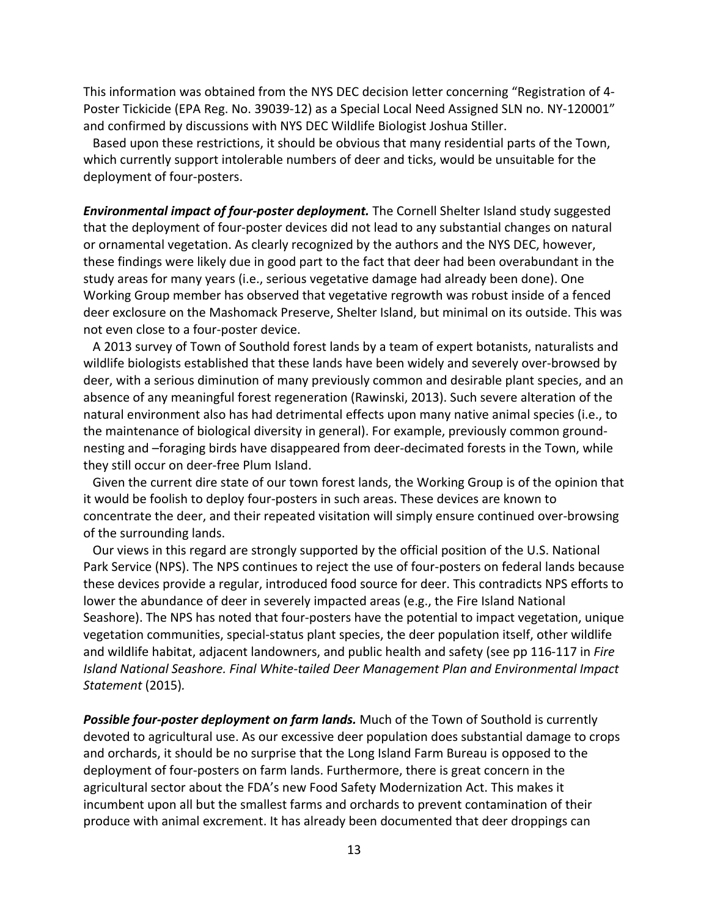This information was obtained from the NYS DEC decision letter concerning "Registration of 4-Poster Tickicide (EPA Reg. No. 39039-12) as a Special Local Need Assigned SLN no. NY-120001" and confirmed by discussions with NYS DEC Wildlife Biologist Joshua Stiller.

Based upon these restrictions, it should be obvious that many residential parts of the Town, which currently support intolerable numbers of deer and ticks, would be unsuitable for the deployment of four-posters.

***Environmental impact of four-poster deployment.*** The Cornell Shelter Island study suggested that the deployment of four-poster devices did not lead to any substantial changes on natural or ornamental vegetation. As clearly recognized by the authors and the NYS DEC, however, these findings were likely due in good part to the fact that deer had been overabundant in the study areas for many years (i.e., serious vegetative damage had already been done). One Working Group member has observed that vegetative regrowth was robust inside of a fenced deer exclosure on the Mashomack Preserve, Shelter Island, but minimal on its outside. This was not even close to a four-poster device.

A 2013 survey of Town of Southold forest lands by a team of expert botanists, naturalists and wildlife biologists established that these lands have been widely and severely over-browsed by deer, with a serious diminution of many previously common and desirable plant species, and an absence of any meaningful forest regeneration (Rawinski, 2013). Such severe alteration of the natural environment also has had detrimental effects upon many native animal species (i.e., to the maintenance of biological diversity in general). For example, previously common ground-nesting and –foraging birds have disappeared from deer-decimated forests in the Town, while they still occur on deer-free Plum Island.

Given the current dire state of our town forest lands, the Working Group is of the opinion that it would be foolish to deploy four-posters in such areas. These devices are known to concentrate the deer, and their repeated visitation will simply ensure continued over-browsing of the surrounding lands.

Our views in this regard are strongly supported by the official position of the U.S. National Park Service (NPS). The NPS continues to reject the use of four-posters on federal lands because these devices provide a regular, introduced food source for deer. This contradicts NPS efforts to lower the abundance of deer in severely impacted areas (e.g., the Fire Island National Seashore). The NPS has noted that four-posters have the potential to impact vegetation, unique vegetation communities, special-status plant species, the deer population itself, other wildlife and wildlife habitat, adjacent landowners, and public health and safety (see pp 116-117 in *Fire Island National Seashore. Final White-tailed Deer Management Plan and Environmental Impact Statement* (2015).

***Possible four-poster deployment on farm lands.*** Much of the Town of Southold is currently devoted to agricultural use. As our excessive deer population does substantial damage to crops and orchards, it should be no surprise that the Long Island Farm Bureau is opposed to the deployment of four-posters on farm lands. Furthermore, there is great concern in the agricultural sector about the FDA's new Food Safety Modernization Act. This makes it incumbent upon all but the smallest farms and orchards to prevent contamination of their produce with animal excrement. It has already been documented that deer droppings can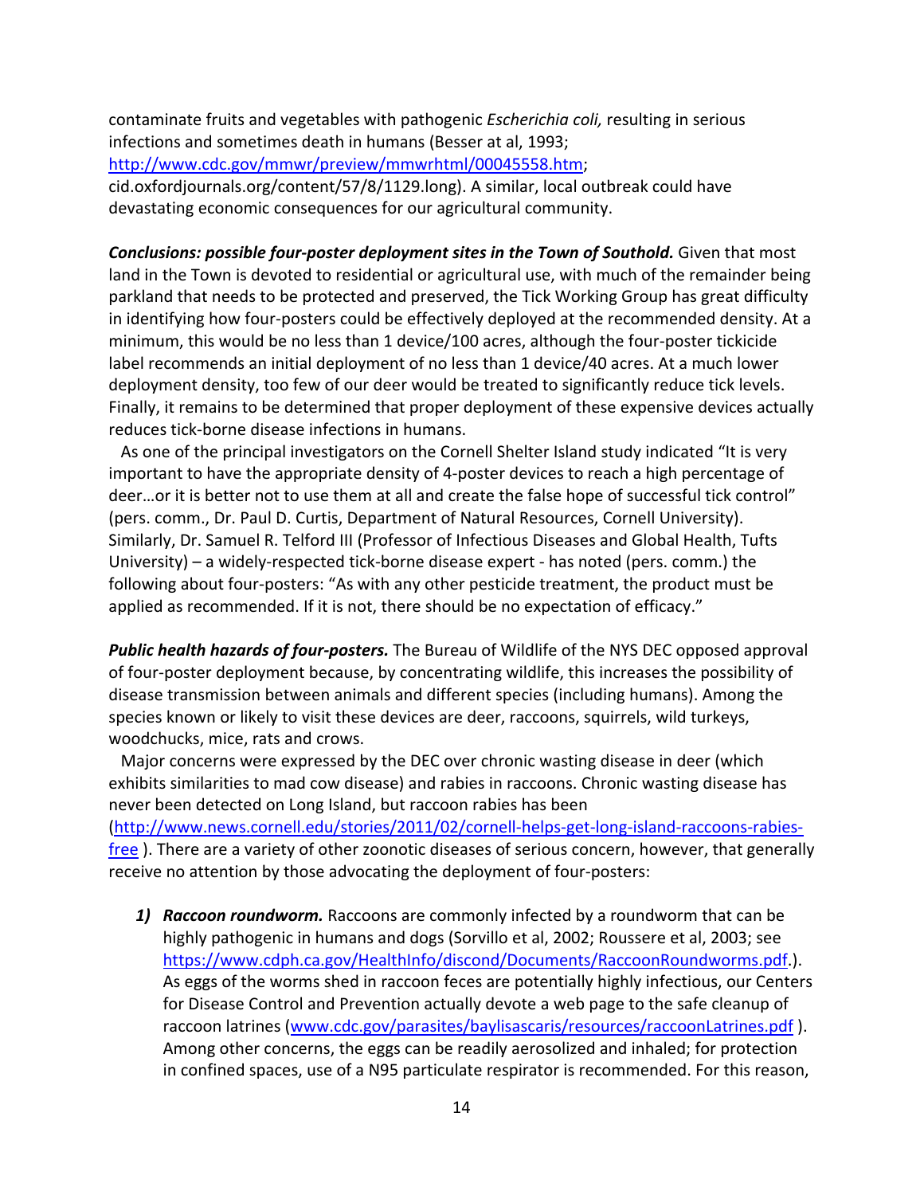contaminate fruits and vegetables with pathogenic *Escherichia coli,* resulting in serious infections and sometimes death in humans (Besser at al, 1993; http://www.cdc.gov/mmwr/preview/mmwrhtml/00045558.htm; cid.oxfordjournals.org/content/57/8/1129.long). A similar, local outbreak could have devastating economic consequences for our agricultural community.

***Conclusions: possible four-poster deployment sites in the Town of Southold.*** Given that most land in the Town is devoted to residential or agricultural use, with much of the remainder being parkland that needs to be protected and preserved, the Tick Working Group has great difficulty in identifying how four-posters could be effectively deployed at the recommended density. At a minimum, this would be no less than 1 device/100 acres, although the four-poster tickicide label recommends an initial deployment of no less than 1 device/40 acres. At a much lower deployment density, too few of our deer would be treated to significantly reduce tick levels. Finally, it remains to be determined that proper deployment of these expensive devices actually reduces tick-borne disease infections in humans.

As one of the principal investigators on the Cornell Shelter Island study indicated "It is very important to have the appropriate density of 4-poster devices to reach a high percentage of deer…or it is better not to use them at all and create the false hope of successful tick control" (pers. comm., Dr. Paul D. Curtis, Department of Natural Resources, Cornell University). Similarly, Dr. Samuel R. Telford III (Professor of Infectious Diseases and Global Health, Tufts University) – a widely-respected tick-borne disease expert - has noted (pers. comm.) the following about four-posters: "As with any other pesticide treatment, the product must be applied as recommended. If it is not, there should be no expectation of efficacy."

***Public health hazards of four-posters.*** The Bureau of Wildlife of the NYS DEC opposed approval of four-poster deployment because, by concentrating wildlife, this increases the possibility of disease transmission between animals and different species (including humans). Among the species known or likely to visit these devices are deer, raccoons, squirrels, wild turkeys, woodchucks, mice, rats and crows.

Major concerns were expressed by the DEC over chronic wasting disease in deer (which exhibits similarities to mad cow disease) and rabies in raccoons. Chronic wasting disease has never been detected on Long Island, but raccoon rabies has been (http://www.news.cornell.edu/stories/2011/02/cornell-helps-get-long-island-raccoons-rabies-free ). There are a variety of other zoonotic diseases of serious concern, however, that generally receive no attention by those advocating the deployment of four-posters:

1) ***Raccoon roundworm.*** Raccoons are commonly infected by a roundworm that can be highly pathogenic in humans and dogs (Sorvillo et al, 2002; Roussere et al, 2003; see https://www.cdph.ca.gov/HealthInfo/discond/Documents/RaccoonRoundworms.pdf.). As eggs of the worms shed in raccoon feces are potentially highly infectious, our Centers for Disease Control and Prevention actually devote a web page to the safe cleanup of raccoon latrines (www.cdc.gov/parasites/baylisascaris/resources/raccoonLatrines.pdf ). Among other concerns, the eggs can be readily aerosolized and inhaled; for protection in confined spaces, use of a N95 particulate respirator is recommended. For this reason,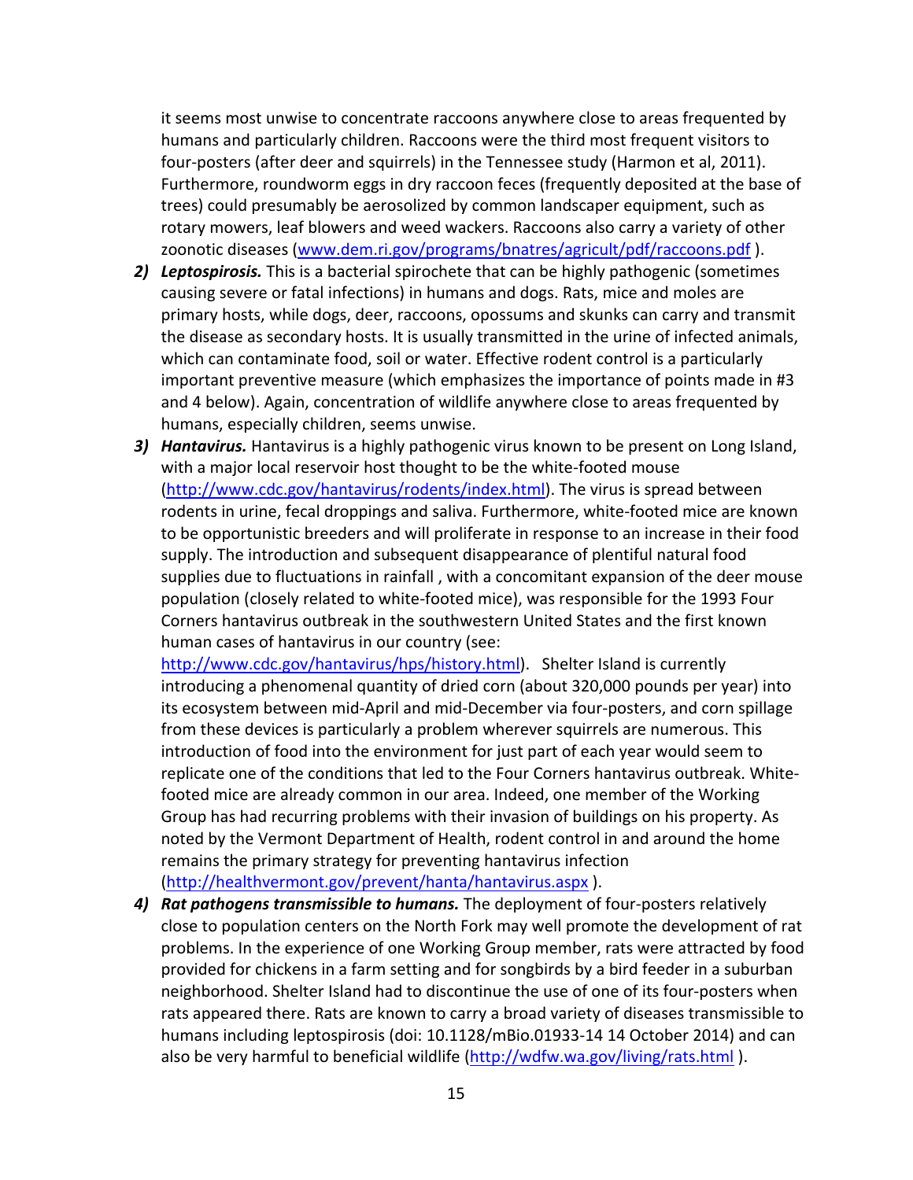it seems most unwise to concentrate raccoons anywhere close to areas frequented by humans and particularly children. Raccoons were the third most frequent visitors to four-posters (after deer and squirrels) in the Tennessee study (Harmon et al, 2011). Furthermore, roundworm eggs in dry raccoon feces (frequently deposited at the base of trees) could presumably be aerosolized by common landscaper equipment, such as rotary mowers, leaf blowers and weed wackers. Raccoons also carry a variety of other zoonotic diseases (www.dem.ri.gov/programs/bnatres/agricult/pdf/raccoons.pdf ).

2) ***Leptospirosis.*** This is a bacterial spirochete that can be highly pathogenic (sometimes causing severe or fatal infections) in humans and dogs. Rats, mice and moles are primary hosts, while dogs, deer, raccoons, opossums and skunks can carry and transmit the disease as secondary hosts. It is usually transmitted in the urine of infected animals, which can contaminate food, soil or water. Effective rodent control is a particularly important preventive measure (which emphasizes the importance of points made in #3 and 4 below). Again, concentration of wildlife anywhere close to areas frequented by humans, especially children, seems unwise.

3) ***Hantavirus.*** Hantavirus is a highly pathogenic virus known to be present on Long Island, with a major local reservoir host thought to be the white-footed mouse (http://www.cdc.gov/hantavirus/rodents/index.html). The virus is spread between rodents in urine, fecal droppings and saliva. Furthermore, white-footed mice are known to be opportunistic breeders and will proliferate in response to an increase in their food supply. The introduction and subsequent disappearance of plentiful natural food supplies due to fluctuations in rainfall , with a concomitant expansion of the deer mouse population (closely related to white-footed mice), was responsible for the 1993 Four Corners hantavirus outbreak in the southwestern United States and the first known human cases of hantavirus in our country (see: http://www.cdc.gov/hantavirus/hps/history.html). Shelter Island is currently introducing a phenomenal quantity of dried corn (about 320,000 pounds per year) into its ecosystem between mid-April and mid-December via four-posters, and corn spillage from these devices is particularly a problem wherever squirrels are numerous. This introduction of food into the environment for just part of each year would seem to replicate one of the conditions that led to the Four Corners hantavirus outbreak. White-footed mice are already common in our area. Indeed, one member of the Working Group has had recurring problems with their invasion of buildings on his property. As noted by the Vermont Department of Health, rodent control in and around the home remains the primary strategy for preventing hantavirus infection (http://healthvermont.gov/prevent/hanta/hantavirus.aspx ).

4) ***Rat pathogens transmissible to humans.*** The deployment of four-posters relatively close to population centers on the North Fork may well promote the development of rat problems. In the experience of one Working Group member, rats were attracted by food provided for chickens in a farm setting and for songbirds by a bird feeder in a suburban neighborhood. Shelter Island had to discontinue the use of one of its four-posters when rats appeared there. Rats are known to carry a broad variety of diseases transmissible to humans including leptospirosis (doi: 10.1128/mBio.01933-14 14 October 2014) and can also be very harmful to beneficial wildlife (http://wdfw.wa.gov/living/rats.html ).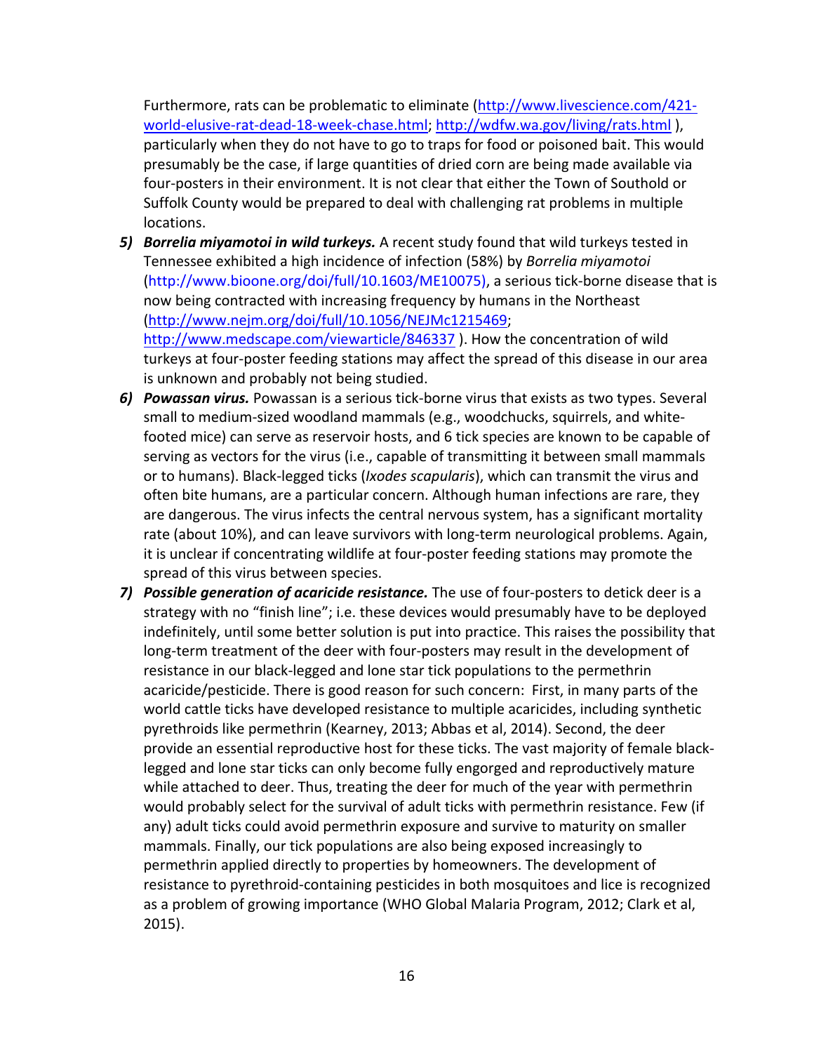Furthermore, rats can be problematic to eliminate (http://www.livescience.com/421-world-elusive-rat-dead-18-week-chase.html; http://wdfw.wa.gov/living/rats.html ), particularly when they do not have to go to traps for food or poisoned bait. This would presumably be the case, if large quantities of dried corn are being made available via four-posters in their environment. It is not clear that either the Town of Southold or Suffolk County would be prepared to deal with challenging rat problems in multiple locations.

5) ***Borrelia miyamotoi in wild turkeys.*** A recent study found that wild turkeys tested in Tennessee exhibited a high incidence of infection (58%) by *Borrelia miyamotoi* (http://www.bioone.org/doi/full/10.1603/ME10075), a serious tick-borne disease that is now being contracted with increasing frequency by humans in the Northeast (http://www.nejm.org/doi/full/10.1056/NEJMc1215469; http://www.medscape.com/viewarticle/846337 ). How the concentration of wild turkeys at four-poster feeding stations may affect the spread of this disease in our area is unknown and probably not being studied.

6) ***Powassan virus.*** Powassan is a serious tick-borne virus that exists as two types. Several small to medium-sized woodland mammals (e.g., woodchucks, squirrels, and white-footed mice) can serve as reservoir hosts, and 6 tick species are known to be capable of serving as vectors for the virus (i.e., capable of transmitting it between small mammals or to humans). Black-legged ticks (*Ixodes scapularis*), which can transmit the virus and often bite humans, are a particular concern. Although human infections are rare, they are dangerous. The virus infects the central nervous system, has a significant mortality rate (about 10%), and can leave survivors with long-term neurological problems. Again, it is unclear if concentrating wildlife at four-poster feeding stations may promote the spread of this virus between species.

7) ***Possible generation of acaricide resistance.*** The use of four-posters to detick deer is a strategy with no "finish line"; i.e. these devices would presumably have to be deployed indefinitely, until some better solution is put into practice. This raises the possibility that long-term treatment of the deer with four-posters may result in the development of resistance in our black-legged and lone star tick populations to the permethrin acaricide/pesticide. There is good reason for such concern: First, in many parts of the world cattle ticks have developed resistance to multiple acaricides, including synthetic pyrethroids like permethrin (Kearney, 2013; Abbas et al, 2014). Second, the deer provide an essential reproductive host for these ticks. The vast majority of female black-legged and lone star ticks can only become fully engorged and reproductively mature while attached to deer. Thus, treating the deer for much of the year with permethrin would probably select for the survival of adult ticks with permethrin resistance. Few (if any) adult ticks could avoid permethrin exposure and survive to maturity on smaller mammals. Finally, our tick populations are also being exposed increasingly to permethrin applied directly to properties by homeowners. The development of resistance to pyrethroid-containing pesticides in both mosquitoes and lice is recognized as a problem of growing importance (WHO Global Malaria Program, 2012; Clark et al, 2015).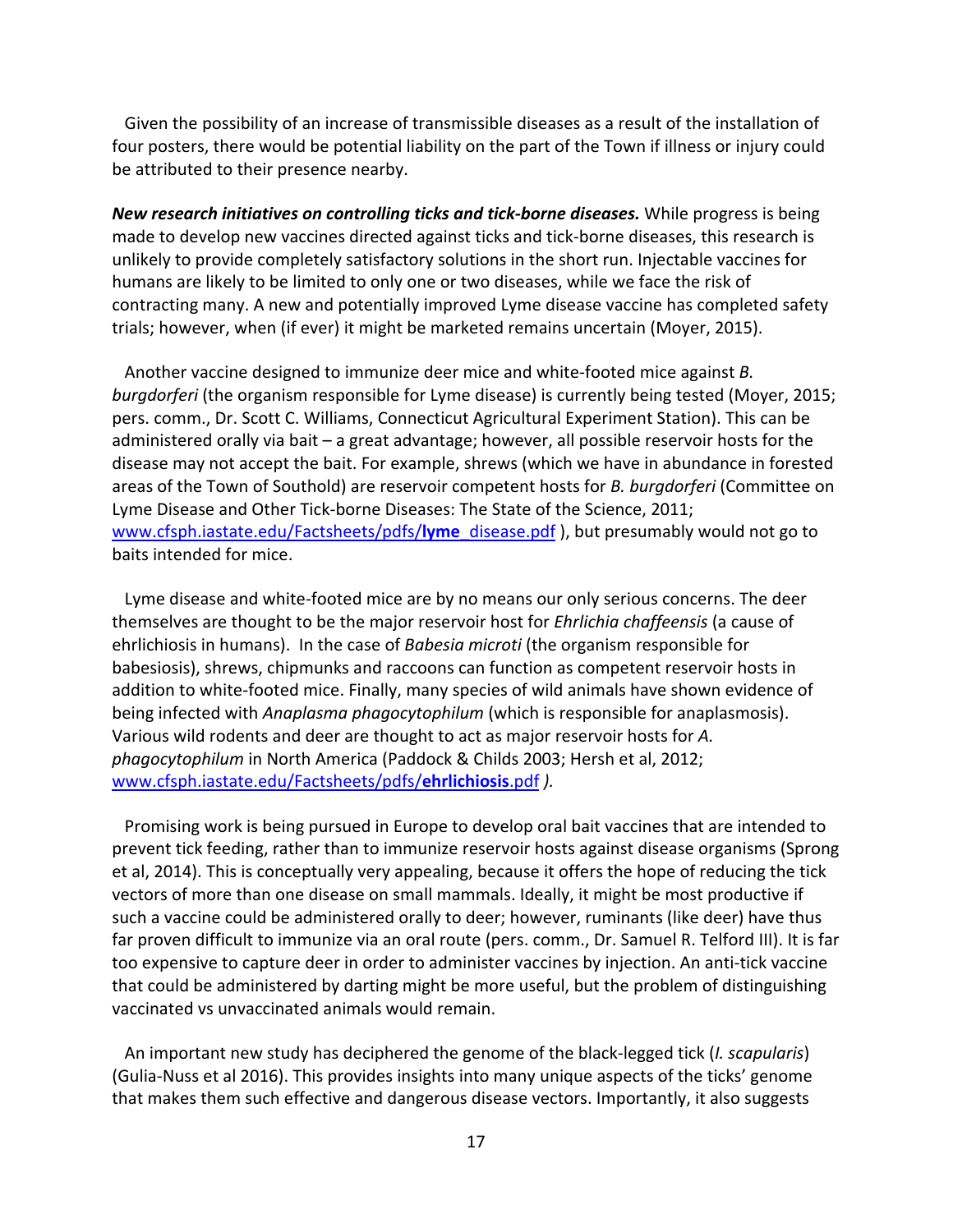Given the possibility of an increase of transmissible diseases as a result of the installation of four posters, there would be potential liability on the part of the Town if illness or injury could be attributed to their presence nearby.

***New research initiatives on controlling ticks and tick-borne diseases.*** While progress is being made to develop new vaccines directed against ticks and tick-borne diseases, this research is unlikely to provide completely satisfactory solutions in the short run. Injectable vaccines for humans are likely to be limited to only one or two diseases, while we face the risk of contracting many. A new and potentially improved Lyme disease vaccine has completed safety trials; however, when (if ever) it might be marketed remains uncertain (Moyer, 2015).

Another vaccine designed to immunize deer mice and white-footed mice against *B. burgdorferi* (the organism responsible for Lyme disease) is currently being tested (Moyer, 2015; pers. comm., Dr. Scott C. Williams, Connecticut Agricultural Experiment Station). This can be administered orally via bait – a great advantage; however, all possible reservoir hosts for the disease may not accept the bait. For example, shrews (which we have in abundance in forested areas of the Town of Southold) are reservoir competent hosts for *B. burgdorferi* (Committee on Lyme Disease and Other Tick-borne Diseases: The State of the Science, 2011; [www.cfsph.iastate.edu/Factsheets/pdfs/**lyme**_disease.pdf](www.cfsph.iastate.edu/Factsheets/pdfs/lyme_disease.pdf) ), but presumably would not go to baits intended for mice.

Lyme disease and white-footed mice are by no means our only serious concerns. The deer themselves are thought to be the major reservoir host for *Ehrlichia chaffeensis* (a cause of ehrlichiosis in humans). In the case of *Babesia microti* (the organism responsible for babesiosis), shrews, chipmunks and raccoons can function as competent reservoir hosts in addition to white-footed mice. Finally, many species of wild animals have shown evidence of being infected with *Anaplasma phagocytophilum* (which is responsible for anaplasmosis). Various wild rodents and deer are thought to act as major reservoir hosts for *A. phagocytophilum* in North America (Paddock & Childs 2003; Hersh et al, 2012; [www.cfsph.iastate.edu/Factsheets/pdfs/**ehrlichiosis**.pdf](www.cfsph.iastate.edu/Factsheets/pdfs/ehrlichiosis.pdf) *).*

Promising work is being pursued in Europe to develop oral bait vaccines that are intended to prevent tick feeding, rather than to immunize reservoir hosts against disease organisms (Sprong et al, 2014). This is conceptually very appealing, because it offers the hope of reducing the tick vectors of more than one disease on small mammals. Ideally, it might be most productive if such a vaccine could be administered orally to deer; however, ruminants (like deer) have thus far proven difficult to immunize via an oral route (pers. comm., Dr. Samuel R. Telford III). It is far too expensive to capture deer in order to administer vaccines by injection. An anti-tick vaccine that could be administered by darting might be more useful, but the problem of distinguishing vaccinated vs unvaccinated animals would remain.

An important new study has deciphered the genome of the black-legged tick (*I. scapularis*) (Gulia-Nuss et al 2016). This provides insights into many unique aspects of the ticks' genome that makes them such effective and dangerous disease vectors. Importantly, it also suggests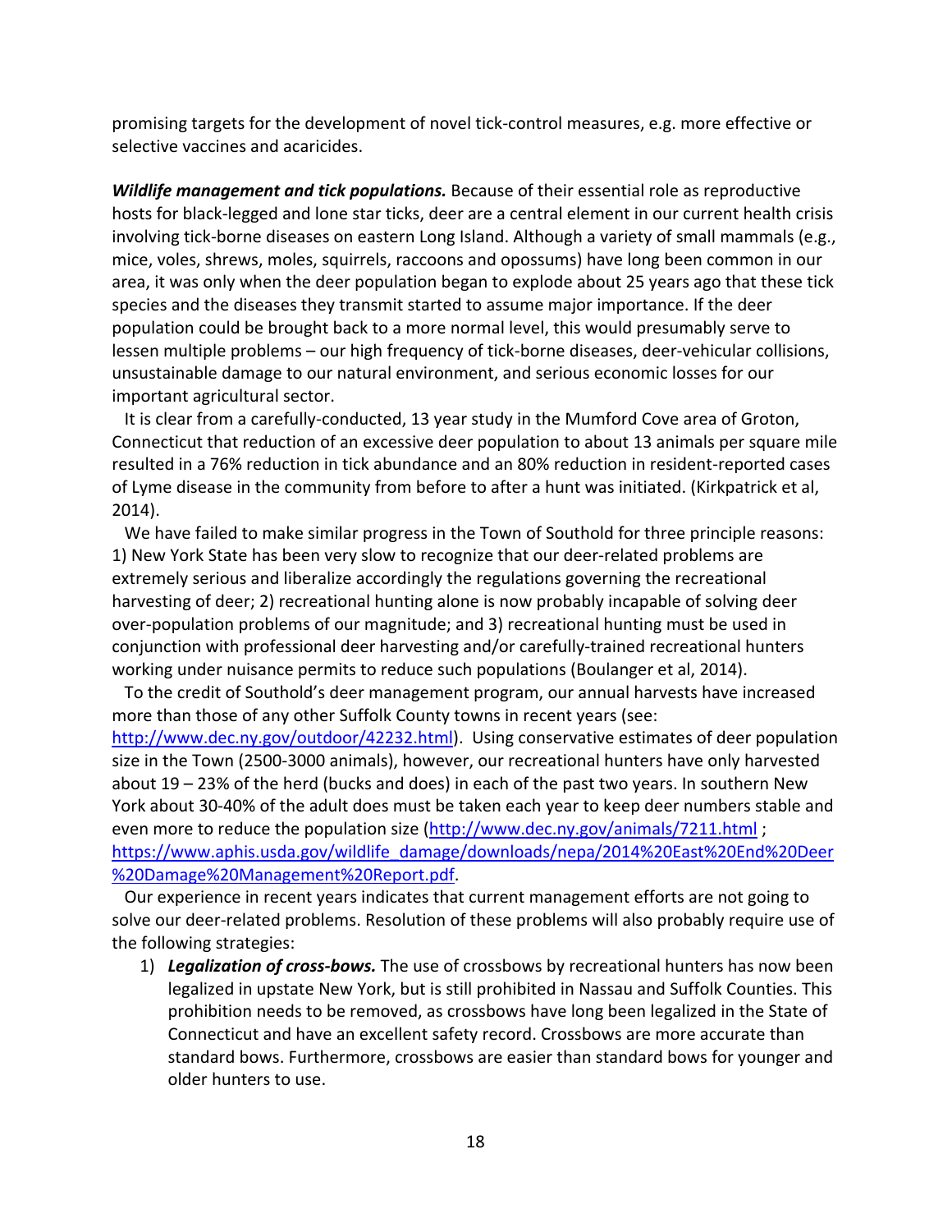promising targets for the development of novel tick-control measures, e.g. more effective or selective vaccines and acaricides.

***Wildlife management and tick populations.*** Because of their essential role as reproductive hosts for black-legged and lone star ticks, deer are a central element in our current health crisis involving tick-borne diseases on eastern Long Island. Although a variety of small mammals (e.g., mice, voles, shrews, moles, squirrels, raccoons and opossums) have long been common in our area, it was only when the deer population began to explode about 25 years ago that these tick species and the diseases they transmit started to assume major importance. If the deer population could be brought back to a more normal level, this would presumably serve to lessen multiple problems – our high frequency of tick-borne diseases, deer-vehicular collisions, unsustainable damage to our natural environment, and serious economic losses for our important agricultural sector.

It is clear from a carefully-conducted, 13 year study in the Mumford Cove area of Groton, Connecticut that reduction of an excessive deer population to about 13 animals per square mile resulted in a 76% reduction in tick abundance and an 80% reduction in resident-reported cases of Lyme disease in the community from before to after a hunt was initiated. (Kirkpatrick et al, 2014).

We have failed to make similar progress in the Town of Southold for three principle reasons: 1) New York State has been very slow to recognize that our deer-related problems are extremely serious and liberalize accordingly the regulations governing the recreational harvesting of deer; 2) recreational hunting alone is now probably incapable of solving deer over-population problems of our magnitude; and 3) recreational hunting must be used in conjunction with professional deer harvesting and/or carefully-trained recreational hunters working under nuisance permits to reduce such populations (Boulanger et al, 2014).

To the credit of Southold's deer management program, our annual harvests have increased more than those of any other Suffolk County towns in recent years (see: http://www.dec.ny.gov/outdoor/42232.html). Using conservative estimates of deer population size in the Town (2500-3000 animals), however, our recreational hunters have only harvested about 19 – 23% of the herd (bucks and does) in each of the past two years. In southern New York about 30-40% of the adult does must be taken each year to keep deer numbers stable and even more to reduce the population size (http://www.dec.ny.gov/animals/7211.html ; https://www.aphis.usda.gov/wildlife_damage/downloads/nepa/2014%20East%20End%20Deer%20Damage%20Management%20Report.pdf.

Our experience in recent years indicates that current management efforts are not going to solve our deer-related problems. Resolution of these problems will also probably require use of the following strategies:

1) ***Legalization of cross-bows.*** The use of crossbows by recreational hunters has now been legalized in upstate New York, but is still prohibited in Nassau and Suffolk Counties. This prohibition needs to be removed, as crossbows have long been legalized in the State of Connecticut and have an excellent safety record. Crossbows are more accurate than standard bows. Furthermore, crossbows are easier than standard bows for younger and older hunters to use.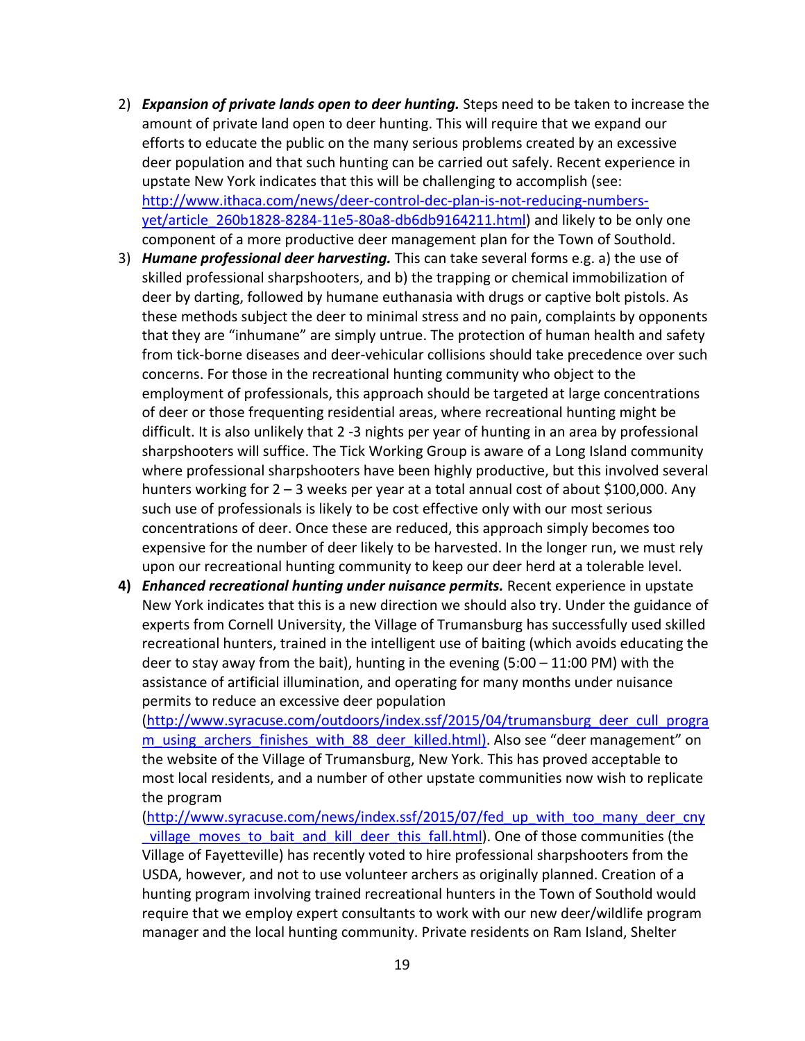2) ***Expansion of private lands open to deer hunting.*** Steps need to be taken to increase the amount of private land open to deer hunting. This will require that we expand our efforts to educate the public on the many serious problems created by an excessive deer population and that such hunting can be carried out safely. Recent experience in upstate New York indicates that this will be challenging to accomplish (see: http://www.ithaca.com/news/deer-control-dec-plan-is-not-reducing-numbers-yet/article_260b1828-8284-11e5-80a8-db6db9164211.html) and likely to be only one component of a more productive deer management plan for the Town of Southold.

3) ***Humane professional deer harvesting.*** This can take several forms e.g. a) the use of skilled professional sharpshooters, and b) the trapping or chemical immobilization of deer by darting, followed by humane euthanasia with drugs or captive bolt pistols. As these methods subject the deer to minimal stress and no pain, complaints by opponents that they are "inhumane" are simply untrue. The protection of human health and safety from tick-borne diseases and deer-vehicular collisions should take precedence over such concerns. For those in the recreational hunting community who object to the employment of professionals, this approach should be targeted at large concentrations of deer or those frequenting residential areas, where recreational hunting might be difficult. It is also unlikely that 2 -3 nights per year of hunting in an area by professional sharpshooters will suffice. The Tick Working Group is aware of a Long Island community where professional sharpshooters have been highly productive, but this involved several hunters working for 2 – 3 weeks per year at a total annual cost of about $100,000. Any such use of professionals is likely to be cost effective only with our most serious concentrations of deer. Once these are reduced, this approach simply becomes too expensive for the number of deer likely to be harvested. In the longer run, we must rely upon our recreational hunting community to keep our deer herd at a tolerable level.

4) ***Enhanced recreational hunting under nuisance permits.*** Recent experience in upstate New York indicates that this is a new direction we should also try. Under the guidance of experts from Cornell University, the Village of Trumansburg has successfully used skilled recreational hunters, trained in the intelligent use of baiting (which avoids educating the deer to stay away from the bait), hunting in the evening (5:00 – 11:00 PM) with the assistance of artificial illumination, and operating for many months under nuisance permits to reduce an excessive deer population (http://www.syracuse.com/outdoors/index.ssf/2015/04/trumansburg_deer_cull_program_using_archers_finishes_with_88_deer_killed.html). Also see "deer management" on the website of the Village of Trumansburg, New York. This has proved acceptable to most local residents, and a number of other upstate communities now wish to replicate the program (http://www.syracuse.com/news/index.ssf/2015/07/fed_up_with_too_many_deer_cny_village_moves_to_bait_and_kill_deer_this_fall.html). One of those communities (the Village of Fayetteville) has recently voted to hire professional sharpshooters from the USDA, however, and not to use volunteer archers as originally planned. Creation of a hunting program involving trained recreational hunters in the Town of Southold would require that we employ expert consultants to work with our new deer/wildlife program manager and the local hunting community. Private residents on Ram Island, Shelter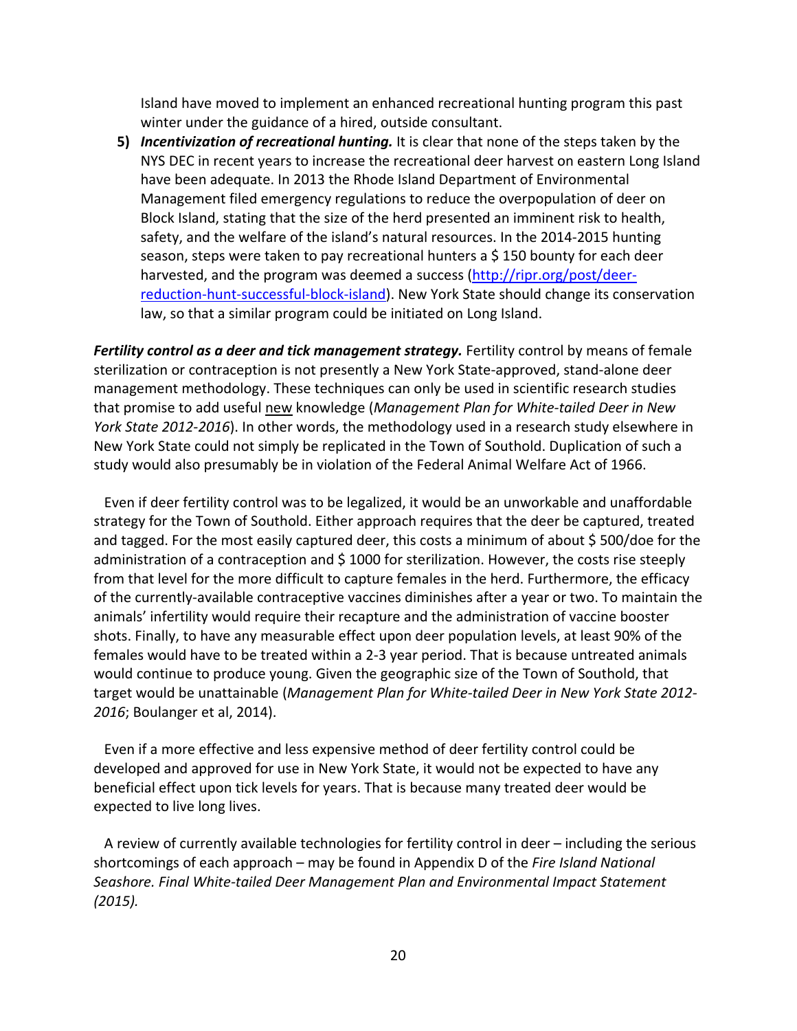Island have moved to implement an enhanced recreational hunting program this past winter under the guidance of a hired, outside consultant.

5) ***Incentivization of recreational hunting.*** It is clear that none of the steps taken by the NYS DEC in recent years to increase the recreational deer harvest on eastern Long Island have been adequate. In 2013 the Rhode Island Department of Environmental Management filed emergency regulations to reduce the overpopulation of deer on Block Island, stating that the size of the herd presented an imminent risk to health, safety, and the welfare of the island's natural resources. In the 2014-2015 hunting season, steps were taken to pay recreational hunters a $ 150 bounty for each deer harvested, and the program was deemed a success (http://ripr.org/post/deer-reduction-hunt-successful-block-island). New York State should change its conservation law, so that a similar program could be initiated on Long Island.

***Fertility control as a deer and tick management strategy.*** Fertility control by means of female sterilization or contraception is not presently a New York State-approved, stand-alone deer management methodology. These techniques can only be used in scientific research studies that promise to add useful new knowledge (*Management Plan for White-tailed Deer in New York State 2012-2016*). In other words, the methodology used in a research study elsewhere in New York State could not simply be replicated in the Town of Southold. Duplication of such a study would also presumably be in violation of the Federal Animal Welfare Act of 1966.

Even if deer fertility control was to be legalized, it would be an unworkable and unaffordable strategy for the Town of Southold. Either approach requires that the deer be captured, treated and tagged. For the most easily captured deer, this costs a minimum of about $ 500/doe for the administration of a contraception and $ 1000 for sterilization. However, the costs rise steeply from that level for the more difficult to capture females in the herd. Furthermore, the efficacy of the currently-available contraceptive vaccines diminishes after a year or two. To maintain the animals' infertility would require their recapture and the administration of vaccine booster shots. Finally, to have any measurable effect upon deer population levels, at least 90% of the females would have to be treated within a 2-3 year period. That is because untreated animals would continue to produce young. Given the geographic size of the Town of Southold, that target would be unattainable (*Management Plan for White-tailed Deer in New York State 2012-2016*; Boulanger et al, 2014).

Even if a more effective and less expensive method of deer fertility control could be developed and approved for use in New York State, it would not be expected to have any beneficial effect upon tick levels for years. That is because many treated deer would be expected to live long lives.

A review of currently available technologies for fertility control in deer – including the serious shortcomings of each approach – may be found in Appendix D of the *Fire Island National Seashore. Final White-tailed Deer Management Plan and Environmental Impact Statement (2015).*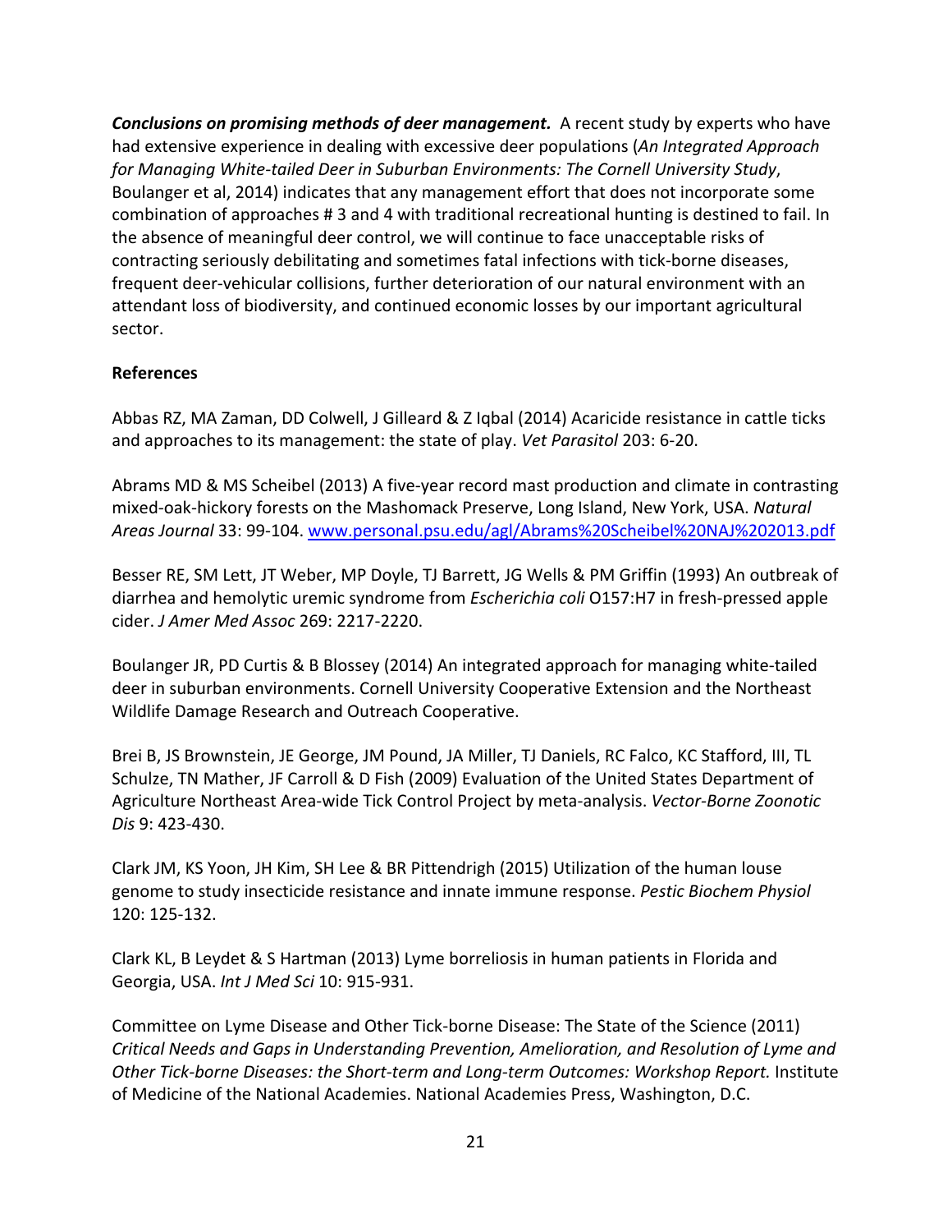***Conclusions on promising methods of deer management.*** A recent study by experts who have had extensive experience in dealing with excessive deer populations (*An Integrated Approach for Managing White-tailed Deer in Suburban Environments: The Cornell University Study*, Boulanger et al, 2014) indicates that any management effort that does not incorporate some combination of approaches # 3 and 4 with traditional recreational hunting is destined to fail. In the absence of meaningful deer control, we will continue to face unacceptable risks of contracting seriously debilitating and sometimes fatal infections with tick-borne diseases, frequent deer-vehicular collisions, further deterioration of our natural environment with an attendant loss of biodiversity, and continued economic losses by our important agricultural sector.

**References**

Abbas RZ, MA Zaman, DD Colwell, J Gilleard & Z Iqbal (2014) Acaricide resistance in cattle ticks and approaches to its management: the state of play. *Vet Parasitol* 203: 6-20.

Abrams MD & MS Scheibel (2013) A five-year record mast production and climate in contrasting mixed-oak-hickory forests on the Mashomack Preserve, Long Island, New York, USA. *Natural Areas Journal* 33: 99-104. www.personal.psu.edu/agl/Abrams%20Scheibel%20NAJ%202013.pdf

Besser RE, SM Lett, JT Weber, MP Doyle, TJ Barrett, JG Wells & PM Griffin (1993) An outbreak of diarrhea and hemolytic uremic syndrome from *Escherichia coli* O157:H7 in fresh-pressed apple cider. *J Amer Med Assoc* 269: 2217-2220.

Boulanger JR, PD Curtis & B Blossey (2014) An integrated approach for managing white-tailed deer in suburban environments. Cornell University Cooperative Extension and the Northeast Wildlife Damage Research and Outreach Cooperative.

Brei B, JS Brownstein, JE George, JM Pound, JA Miller, TJ Daniels, RC Falco, KC Stafford, III, TL Schulze, TN Mather, JF Carroll & D Fish (2009) Evaluation of the United States Department of Agriculture Northeast Area-wide Tick Control Project by meta-analysis. *Vector-Borne Zoonotic Dis* 9: 423-430.

Clark JM, KS Yoon, JH Kim, SH Lee & BR Pittendrigh (2015) Utilization of the human louse genome to study insecticide resistance and innate immune response. *Pestic Biochem Physiol* 120: 125-132.

Clark KL, B Leydet & S Hartman (2013) Lyme borreliosis in human patients in Florida and Georgia, USA. *Int J Med Sci* 10: 915-931.

Committee on Lyme Disease and Other Tick-borne Disease: The State of the Science (2011) *Critical Needs and Gaps in Understanding Prevention, Amelioration, and Resolution of Lyme and Other Tick-borne Diseases: the Short-term and Long-term Outcomes: Workshop Report.* Institute of Medicine of the National Academies. National Academies Press, Washington, D.C.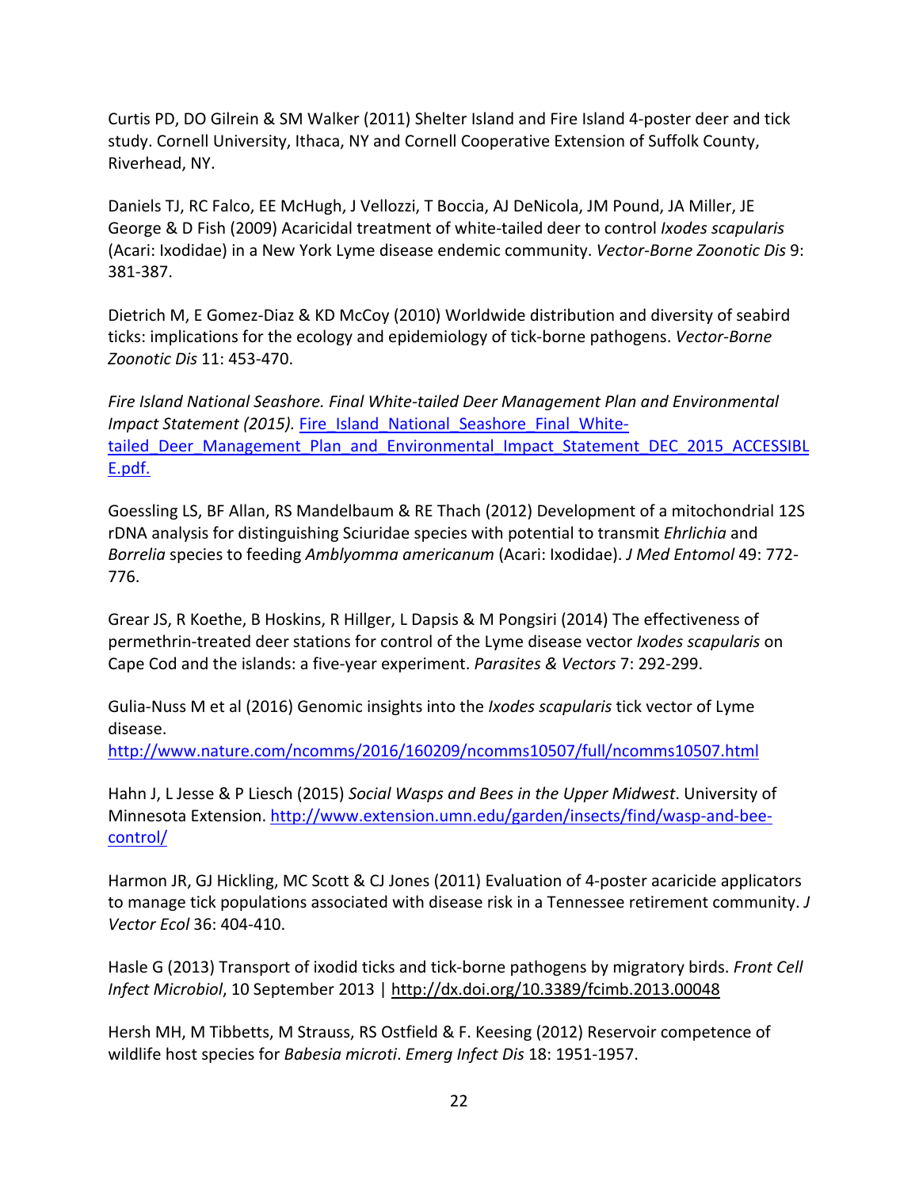Curtis PD, DO Gilrein & SM Walker (2011) Shelter Island and Fire Island 4-poster deer and tick study. Cornell University, Ithaca, NY and Cornell Cooperative Extension of Suffolk County, Riverhead, NY.

Daniels TJ, RC Falco, EE McHugh, J Vellozzi, T Boccia, AJ DeNicola, JM Pound, JA Miller, JE George & D Fish (2009) Acaricidal treatment of white-tailed deer to control *Ixodes scapularis* (Acari: Ixodidae) in a New York Lyme disease endemic community. *Vector-Borne Zoonotic Dis* 9: 381-387.

Dietrich M, E Gomez-Diaz & KD McCoy (2010) Worldwide distribution and diversity of seabird ticks: implications for the ecology and epidemiology of tick-borne pathogens. *Vector-Borne Zoonotic Dis* 11: 453-470.

*Fire Island National Seashore. Final White-tailed Deer Management Plan and Environmental Impact Statement (2015).* Fire_Island_National_Seashore_Final_White-tailed_Deer_Management_Plan_and_Environmental_Impact_Statement_DEC_2015_ACCESSIBLE.pdf.

Goessling LS, BF Allan, RS Mandelbaum & RE Thach (2012) Development of a mitochondrial 12S rDNA analysis for distinguishing Sciuridae species with potential to transmit *Ehrlichia* and *Borrelia* species to feeding *Amblyomma americanum* (Acari: Ixodidae). *J Med Entomol* 49: 772-776.

Grear JS, R Koethe, B Hoskins, R Hillger, L Dapsis & M Pongsiri (2014) The effectiveness of permethrin-treated deer stations for control of the Lyme disease vector *Ixodes scapularis* on Cape Cod and the islands: a five-year experiment. *Parasites & Vectors* 7: 292-299.

Gulia-Nuss M et al (2016) Genomic insights into the *Ixodes scapularis* tick vector of Lyme disease. http://www.nature.com/ncomms/2016/160209/ncomms10507/full/ncomms10507.html

Hahn J, L Jesse & P Liesch (2015) *Social Wasps and Bees in the Upper Midwest*. University of Minnesota Extension. http://www.extension.umn.edu/garden/insects/find/wasp-and-bee-control/

Harmon JR, GJ Hickling, MC Scott & CJ Jones (2011) Evaluation of 4-poster acaricide applicators to manage tick populations associated with disease risk in a Tennessee retirement community. *J Vector Ecol* 36: 404-410.

Hasle G (2013) Transport of ixodid ticks and tick-borne pathogens by migratory birds. *Front Cell Infect Microbiol*, 10 September 2013 | http://dx.doi.org/10.3389/fcimb.2013.00048

Hersh MH, M Tibbetts, M Strauss, RS Ostfield & F. Keesing (2012) Reservoir competence of wildlife host species for *Babesia microti*. *Emerg Infect Dis* 18: 1951-1957.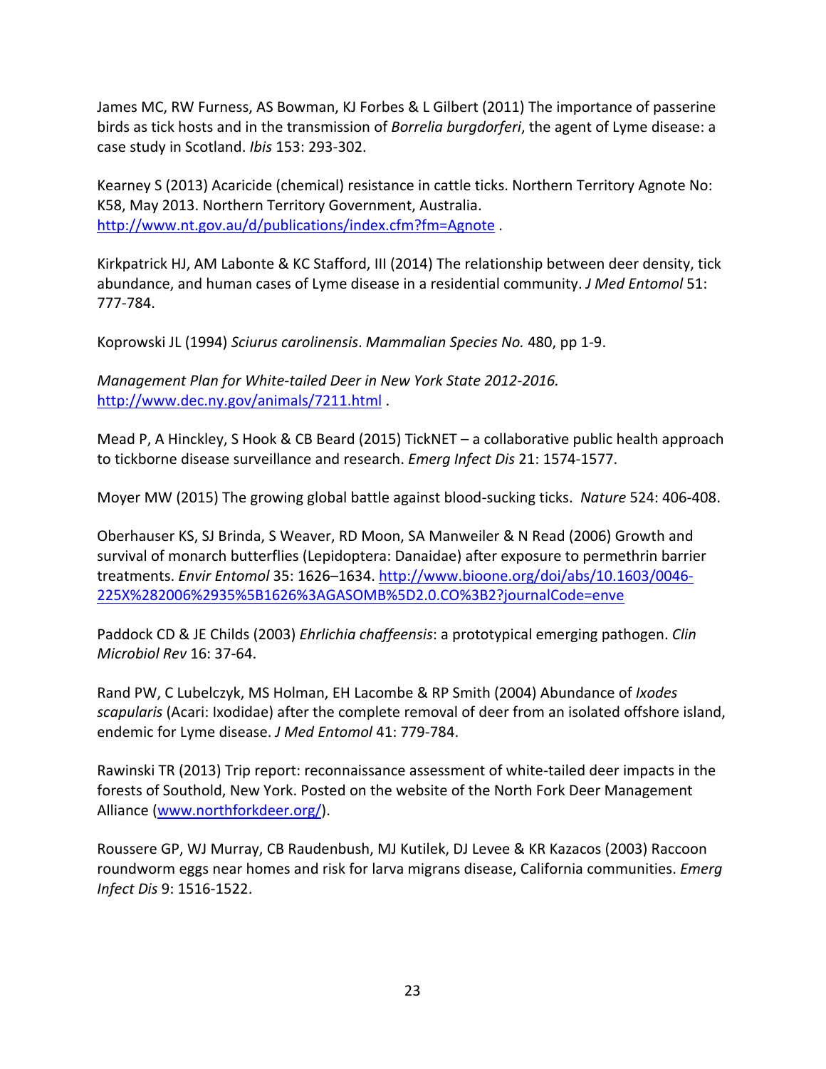James MC, RW Furness, AS Bowman, KJ Forbes & L Gilbert (2011) The importance of passerine birds as tick hosts and in the transmission of *Borrelia burgdorferi*, the agent of Lyme disease: a case study in Scotland. *Ibis* 153: 293-302.

Kearney S (2013) Acaricide (chemical) resistance in cattle ticks. Northern Territory Agnote No: K58, May 2013. Northern Territory Government, Australia. http://www.nt.gov.au/d/publications/index.cfm?fm=Agnote .

Kirkpatrick HJ, AM Labonte & KC Stafford, III (2014) The relationship between deer density, tick abundance, and human cases of Lyme disease in a residential community. *J Med Entomol* 51: 777-784.

Koprowski JL (1994) *Sciurus carolinensis*. *Mammalian Species No.* 480, pp 1-9.

*Management Plan for White-tailed Deer in New York State 2012-2016.* http://www.dec.ny.gov/animals/7211.html .

Mead P, A Hinckley, S Hook & CB Beard (2015) TickNET – a collaborative public health approach to tickborne disease surveillance and research. *Emerg Infect Dis* 21: 1574-1577.

Moyer MW (2015) The growing global battle against blood-sucking ticks. *Nature* 524: 406-408.

Oberhauser KS, SJ Brinda, S Weaver, RD Moon, SA Manweiler & N Read (2006) Growth and survival of monarch butterflies (Lepidoptera: Danaidae) after exposure to permethrin barrier treatments. *Envir Entomol* 35: 1626–1634. http://www.bioone.org/doi/abs/10.1603/0046-225X%282006%2935%5B1626%3AGASOMB%5D2.0.CO%3B2?journalCode=enve

Paddock CD & JE Childs (2003) *Ehrlichia chaffeensis*: a prototypical emerging pathogen. *Clin Microbiol Rev* 16: 37-64.

Rand PW, C Lubelczyk, MS Holman, EH Lacombe & RP Smith (2004) Abundance of *Ixodes scapularis* (Acari: Ixodidae) after the complete removal of deer from an isolated offshore island, endemic for Lyme disease. *J Med Entomol* 41: 779-784.

Rawinski TR (2013) Trip report: reconnaissance assessment of white-tailed deer impacts in the forests of Southold, New York. Posted on the website of the North Fork Deer Management Alliance (www.northforkdeer.org/).

Roussere GP, WJ Murray, CB Raudenbush, MJ Kutilek, DJ Levee & KR Kazacos (2003) Raccoon roundworm eggs near homes and risk for larva migrans disease, California communities. *Emerg Infect Dis* 9: 1516-1522.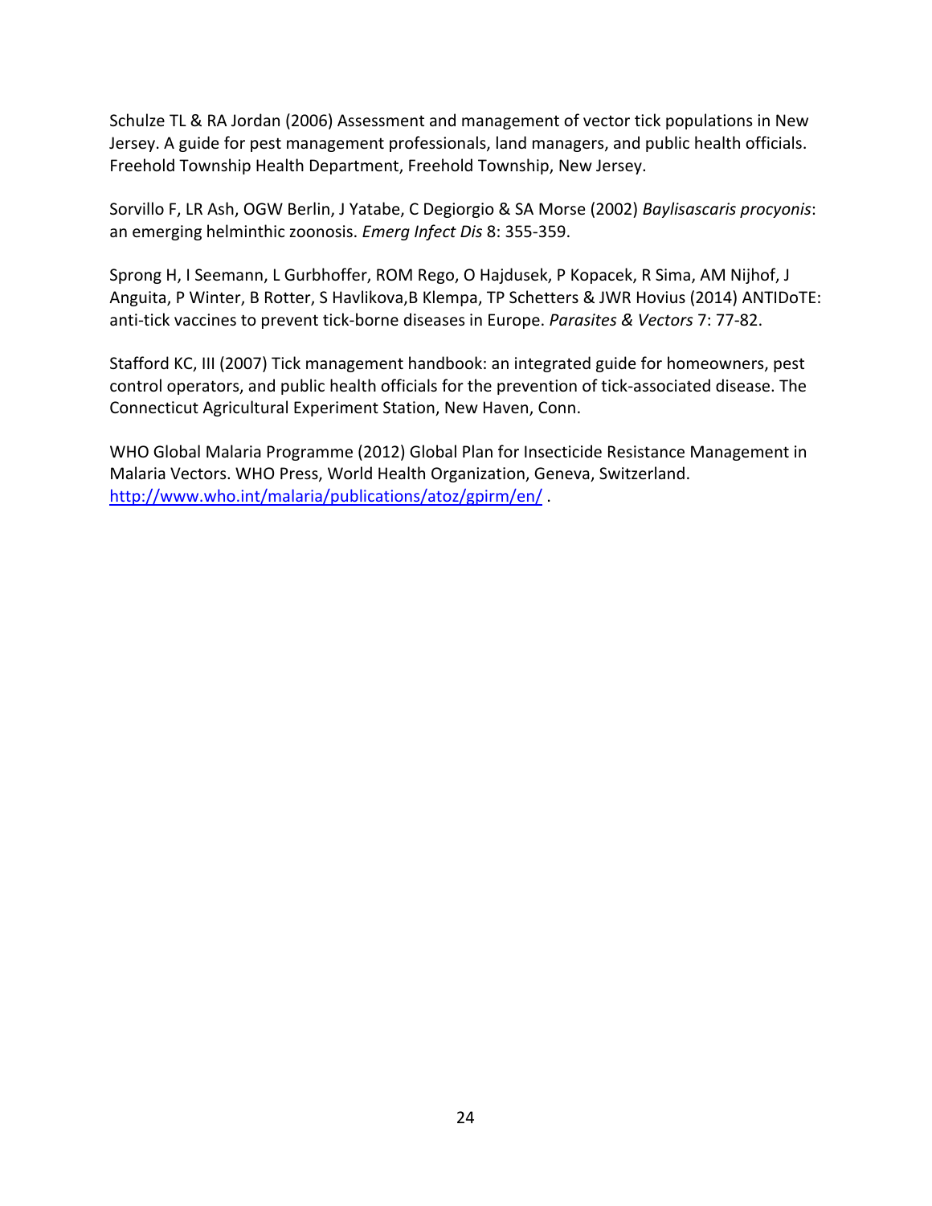Schulze TL & RA Jordan (2006) Assessment and management of vector tick populations in New Jersey. A guide for pest management professionals, land managers, and public health officials. Freehold Township Health Department, Freehold Township, New Jersey.

Sorvillo F, LR Ash, OGW Berlin, J Yatabe, C Degiorgio & SA Morse (2002) *Baylisascaris procyonis*: an emerging helminthic zoonosis. *Emerg Infect Dis* 8: 355-359.

Sprong H, I Seemann, L Gurbhoffer, ROM Rego, O Hajdusek, P Kopacek, R Sima, AM Nijhof, J Anguita, P Winter, B Rotter, S Havlikova,B Klempa, TP Schetters & JWR Hovius (2014) ANTIDoTE: anti-tick vaccines to prevent tick-borne diseases in Europe. *Parasites & Vectors* 7: 77-82.

Stafford KC, III (2007) Tick management handbook: an integrated guide for homeowners, pest control operators, and public health officials for the prevention of tick-associated disease. The Connecticut Agricultural Experiment Station, New Haven, Conn.

WHO Global Malaria Programme (2012) Global Plan for Insecticide Resistance Management in Malaria Vectors. WHO Press, World Health Organization, Geneva, Switzerland. [http://www.who.int/malaria/publications/atoz/gpirm/en/](http://www.who.int/malaria/publications/atoz/gpirm/en/) .